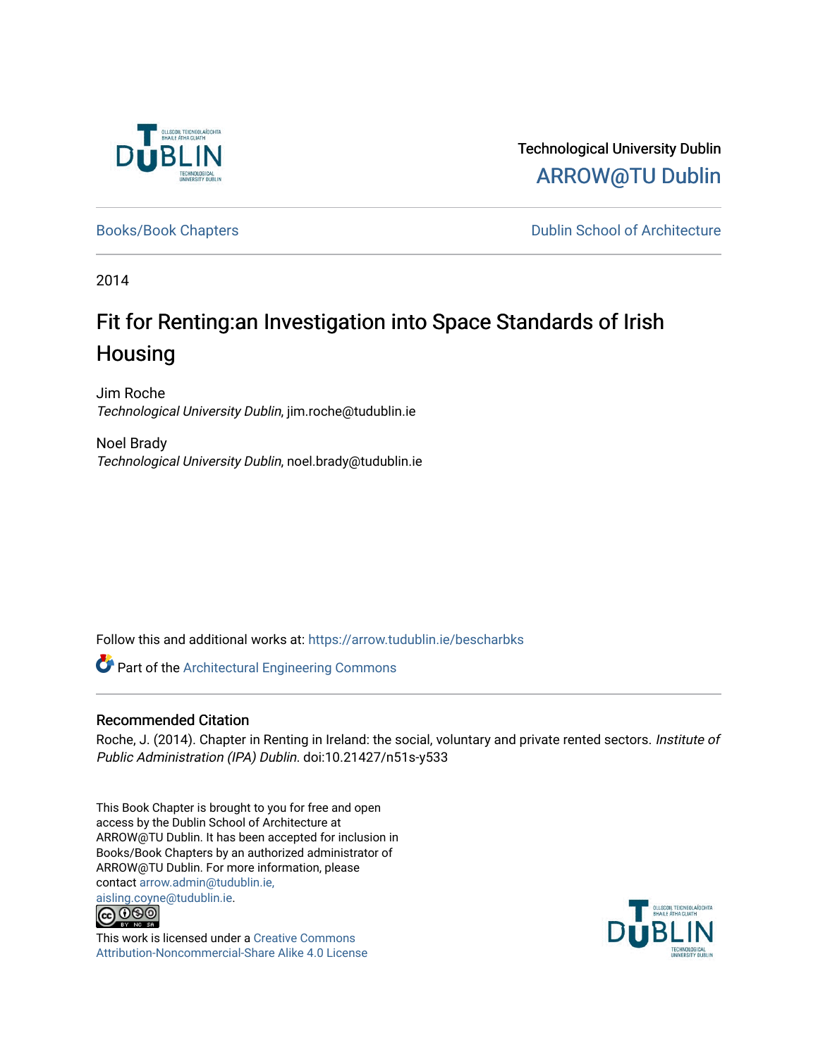Technological University Dublin

ARROW@TU Dublin

Books/Book Chapters

Dublin School of Architecture

2014

# Fit for Renting:an Investigation into Space Standards of Irish Housing

Jim Roche
*Technological University Dublin*, jim.roche@tudublin.ie

Noel Brady
*Technological University Dublin*, noel.brady@tudublin.ie

Follow this and additional works at: https://arrow.tudublin.ie/bescharbks

Part of the Architectural Engineering Commons

## Recommended Citation

Roche, J. (2014). Chapter in Renting in Ireland: the social, voluntary and private rented sectors. *Institute of Public Administration (IPA) Dublin.* doi:10.21427/n51s-y533

This Book Chapter is brought to you for free and open access by the Dublin School of Architecture at ARROW@TU Dublin. It has been accepted for inclusion in Books/Book Chapters by an authorized administrator of ARROW@TU Dublin. For more information, please contact arrow.admin@tudublin.ie, aisling.coyne@tudublin.ie.

This work is licensed under a Creative Commons Attribution-Noncommercial-Share Alike 4.0 License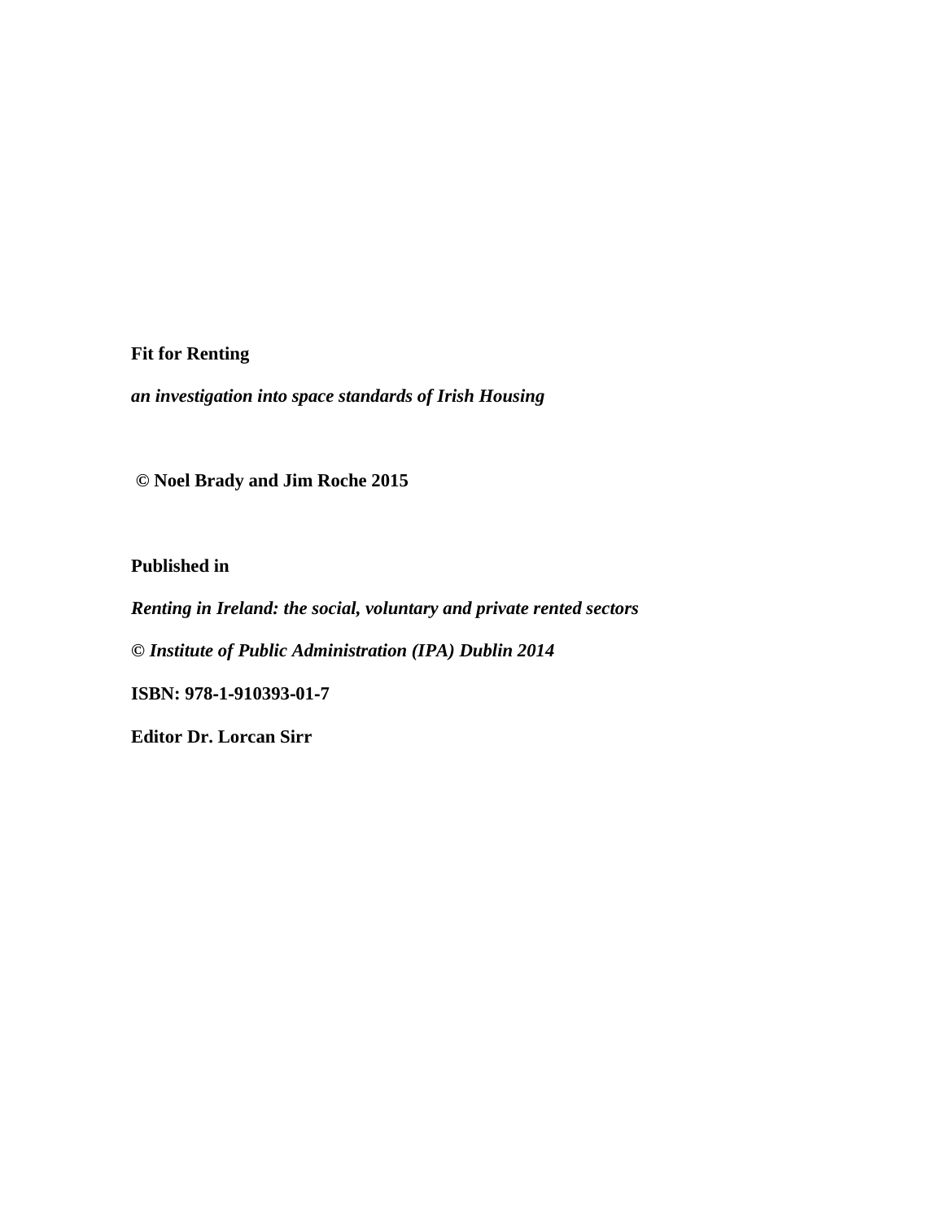**Fit for Renting**

***an investigation into space standards of Irish Housing***

**© Noel Brady and Jim Roche 2015**

**Published in**

***Renting in Ireland: the social, voluntary and private rented sectors***

***© Institute of Public Administration (IPA) Dublin 2014***

**ISBN: 978-1-910393-01-7**

**Editor Dr. Lorcan Sirr**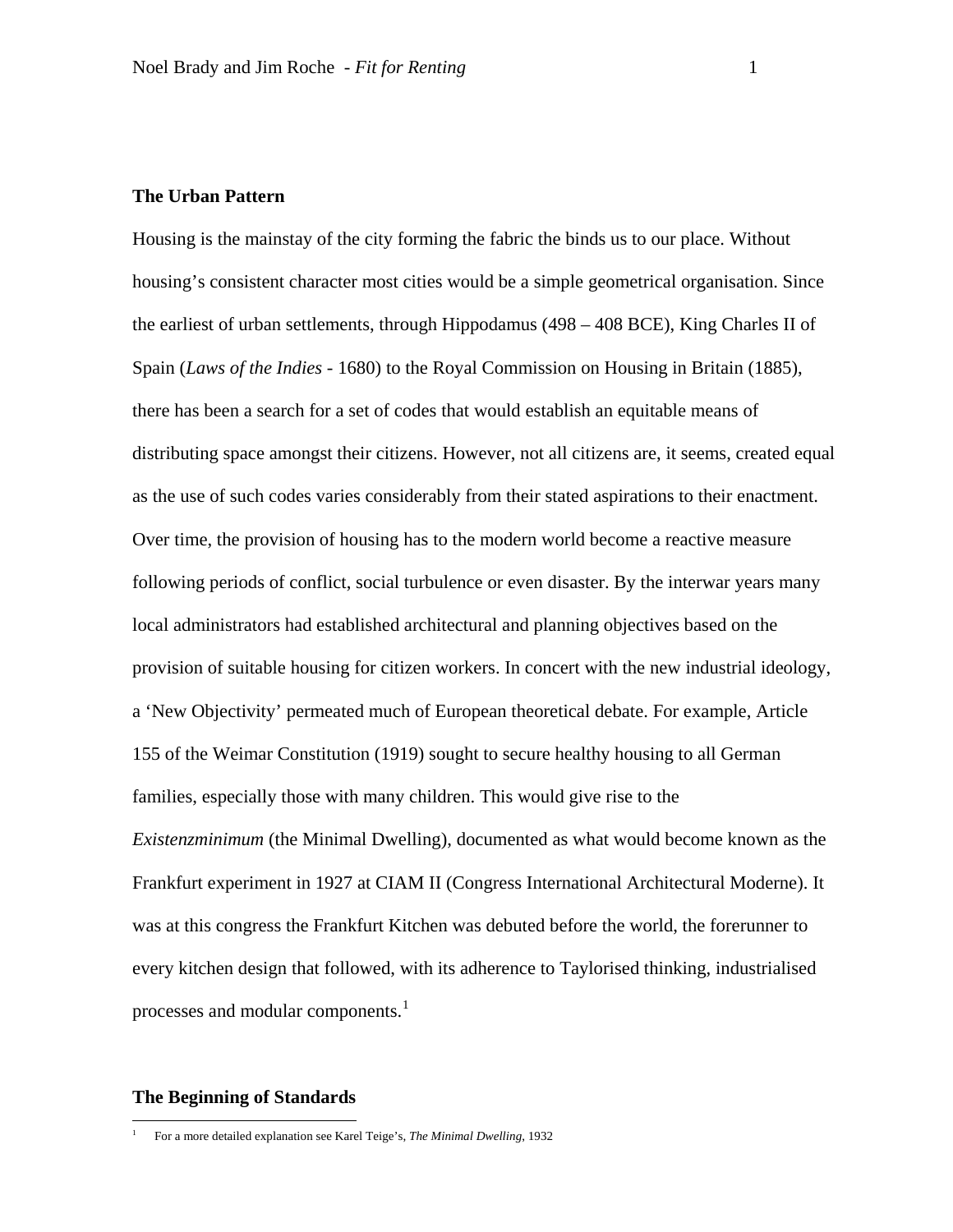## The Urban Pattern

Housing is the mainstay of the city forming the fabric the binds us to our place. Without housing's consistent character most cities would be a simple geometrical organisation. Since the earliest of urban settlements, through Hippodamus (498 – 408 BCE), King Charles II of Spain (*Laws of the Indies* - 1680) to the Royal Commission on Housing in Britain (1885), there has been a search for a set of codes that would establish an equitable means of distributing space amongst their citizens. However, not all citizens are, it seems, created equal as the use of such codes varies considerably from their stated aspirations to their enactment. Over time, the provision of housing has to the modern world become a reactive measure following periods of conflict, social turbulence or even disaster. By the interwar years many local administrators had established architectural and planning objectives based on the provision of suitable housing for citizen workers. In concert with the new industrial ideology, a 'New Objectivity' permeated much of European theoretical debate. For example, Article 155 of the Weimar Constitution (1919) sought to secure healthy housing to all German families, especially those with many children. This would give rise to the *Existenzminimum* (the Minimal Dwelling), documented as what would become known as the Frankfurt experiment in 1927 at CIAM II (Congress International Architectural Moderne). It was at this congress the Frankfurt Kitchen was debuted before the world, the forerunner to every kitchen design that followed, with its adherence to Taylorised thinking, industrialised processes and modular components.[1]

## The Beginning of Standards

[1] For a more detailed explanation see Karel Teige's, *The Minimal Dwelling*, 1932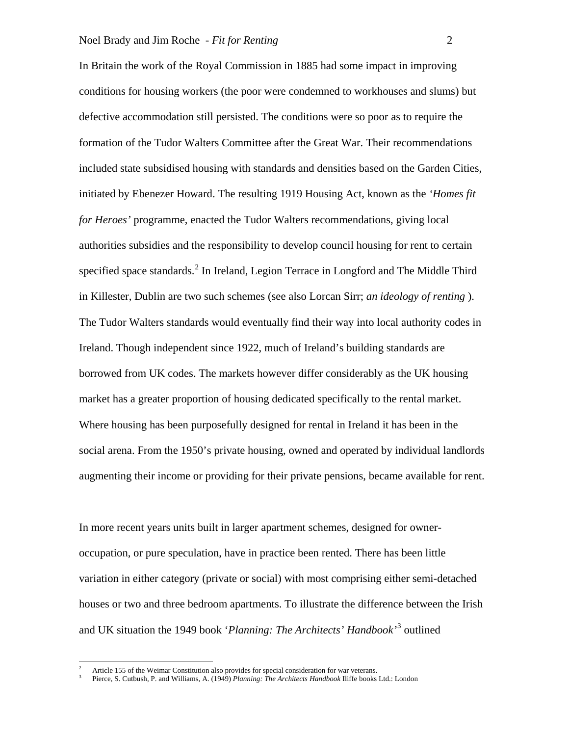In Britain the work of the Royal Commission in 1885 had some impact in improving conditions for housing workers (the poor were condemned to workhouses and slums) but defective accommodation still persisted. The conditions were so poor as to require the formation of the Tudor Walters Committee after the Great War. Their recommendations included state subsidised housing with standards and densities based on the Garden Cities, initiated by Ebenezer Howard. The resulting 1919 Housing Act, known as the *'Homes fit for Heroes'* programme, enacted the Tudor Walters recommendations, giving local authorities subsidies and the responsibility to develop council housing for rent to certain specified space standards.[2] In Ireland, Legion Terrace in Longford and The Middle Third in Killester, Dublin are two such schemes (see also Lorcan Sirr; *an ideology of renting* ). The Tudor Walters standards would eventually find their way into local authority codes in Ireland. Though independent since 1922, much of Ireland's building standards are borrowed from UK codes. The markets however differ considerably as the UK housing market has a greater proportion of housing dedicated specifically to the rental market. Where housing has been purposefully designed for rental in Ireland it has been in the social arena. From the 1950's private housing, owned and operated by individual landlords augmenting their income or providing for their private pensions, became available for rent.

In more recent years units built in larger apartment schemes, designed for owner-occupation, or pure speculation, have in practice been rented. There has been little variation in either category (private or social) with most comprising either semi-detached houses or two and three bedroom apartments. To illustrate the difference between the Irish and UK situation the 1949 book '*Planning: The Architects' Handbook*'[3] outlined

---

[2] Article 155 of the Weimar Constitution also provides for special consideration for war veterans.

[3] Pierce, S. Cutbush, P. and Williams, A. (1949) *Planning: The Architects Handbook* Iliffe books Ltd.: London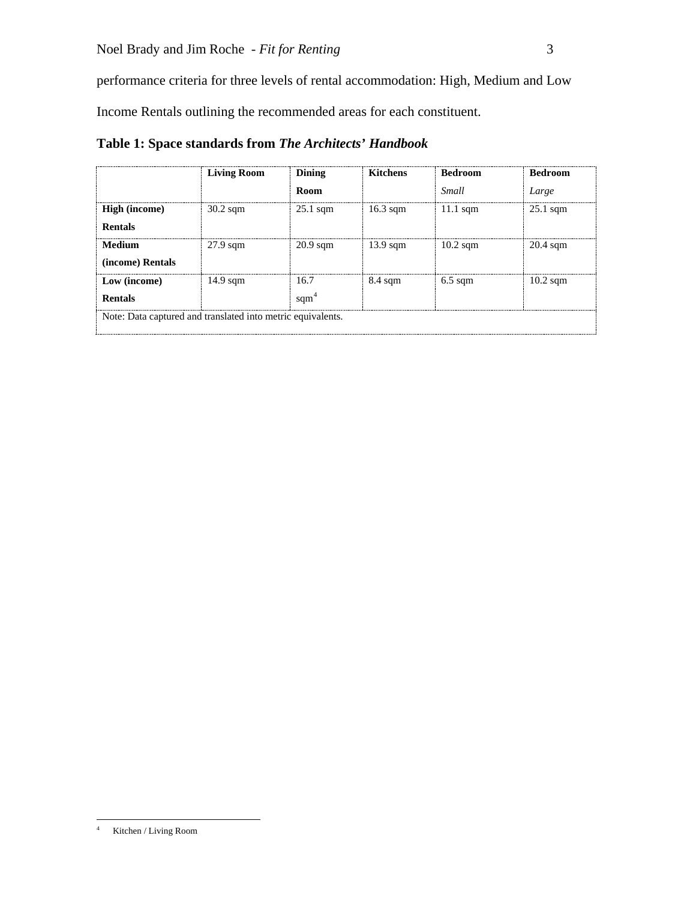performance criteria for three levels of rental accommodation: High, Medium and Low Income Rentals outlining the recommended areas for each constituent.

**Table 1: Space standards from *The Architects' Handbook***

| | **Living Room** | **Dining Room** | **Kitchens** | **Bedroom** *Small* | **Bedroom** *Large* |
|---|---|---|---|---|---|
| **High (income) Rentals** | 30.2 sqm | 25.1 sqm | 16.3 sqm | 11.1 sqm | 25.1 sqm |
| **Medium (income) Rentals** | 27.9 sqm | 20.9 sqm | 13.9 sqm | 10.2 sqm | 20.4 sqm |
| **Low (income) Rentals** | 14.9 sqm | 16.7 sqm[4] | 8.4 sqm | 6.5 sqm | 10.2 sqm |

Note: Data captured and translated into metric equivalents.

---

[4] Kitchen / Living Room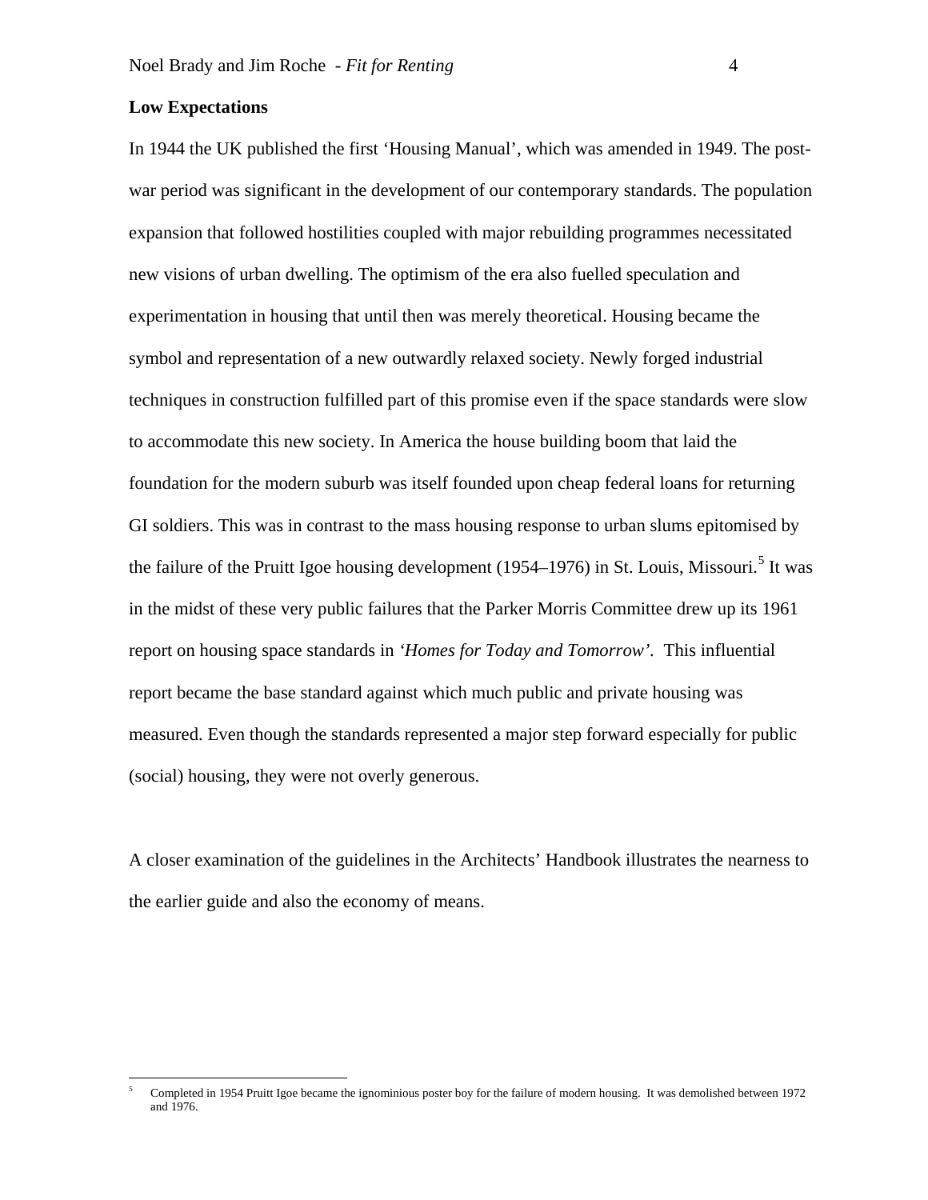**Low Expectations**

In 1944 the UK published the first 'Housing Manual', which was amended in 1949. The post-war period was significant in the development of our contemporary standards. The population expansion that followed hostilities coupled with major rebuilding programmes necessitated new visions of urban dwelling. The optimism of the era also fuelled speculation and experimentation in housing that until then was merely theoretical. Housing became the symbol and representation of a new outwardly relaxed society. Newly forged industrial techniques in construction fulfilled part of this promise even if the space standards were slow to accommodate this new society. In America the house building boom that laid the foundation for the modern suburb was itself founded upon cheap federal loans for returning GI soldiers. This was in contrast to the mass housing response to urban slums epitomised by the failure of the Pruitt Igoe housing development (1954–1976) in St. Louis, Missouri.[5] It was in the midst of these very public failures that the Parker Morris Committee drew up its 1961 report on housing space standards in *'Homes for Today and Tomorrow'*. This influential report became the base standard against which much public and private housing was measured. Even though the standards represented a major step forward especially for public (social) housing, they were not overly generous.

A closer examination of the guidelines in the Architects' Handbook illustrates the nearness to the earlier guide and also the economy of means.

[5] Completed in 1954 Pruitt Igoe became the ignominious poster boy for the failure of modern housing. It was demolished between 1972 and 1976.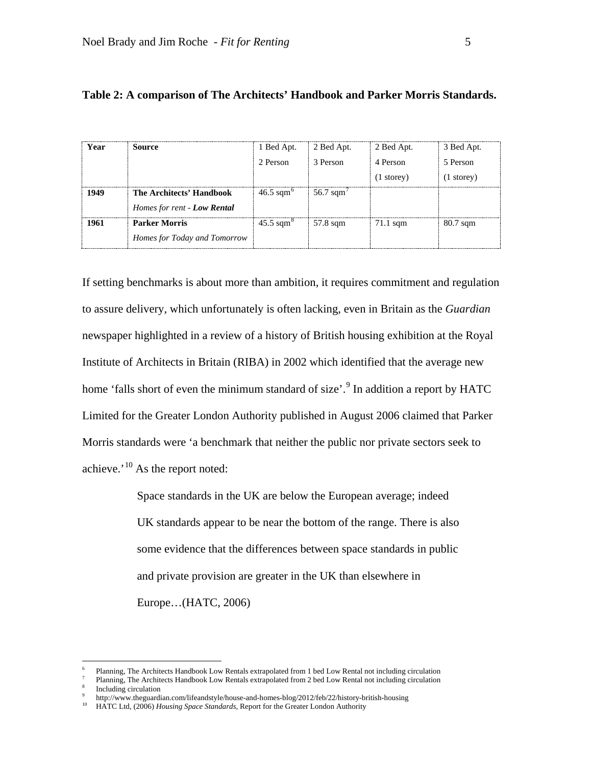**Table 2: A comparison of The Architects' Handbook and Parker Morris Standards.**

| Year | Source | 1 Bed Apt. 2 Person | 2 Bed Apt. 3 Person | 2 Bed Apt. 4 Person (1 storey) | 3 Bed Apt. 5 Person (1 storey) |
|---|---|---|---|---|---|
| **1949** | **The Architects' Handbook** *Homes for rent - **Low Rental*** | 46.5 sqm[6] | 56.7 sqm[7] | | |
| **1961** | **Parker Morris** *Homes for Today and Tomorrow* | 45.5 sqm[8] | 57.8 sqm | 71.1 sqm | 80.7 sqm |

If setting benchmarks is about more than ambition, it requires commitment and regulation to assure delivery, which unfortunately is often lacking, even in Britain as the *Guardian* newspaper highlighted in a review of a history of British housing exhibition at the Royal Institute of Architects in Britain (RIBA) in 2002 which identified that the average new home 'falls short of even the minimum standard of size'.[9] In addition a report by HATC Limited for the Greater London Authority published in August 2006 claimed that Parker Morris standards were 'a benchmark that neither the public nor private sectors seek to achieve.'[10] As the report noted:

> Space standards in the UK are below the European average; indeed UK standards appear to be near the bottom of the range. There is also some evidence that the differences between space standards in public and private provision are greater in the UK than elsewhere in Europe…(HATC, 2006)

---

[6] Planning, The Architects Handbook Low Rentals extrapolated from 1 bed Low Rental not including circulation

[7] Planning, The Architects Handbook Low Rentals extrapolated from 2 bed Low Rental not including circulation

[8] Including circulation

[9] http://www.theguardian.com/lifeandstyle/house-and-homes-blog/2012/feb/22/history-british-housing

[10] HATC Ltd, (2006) *Housing Space Standards*, Report for the Greater London Authority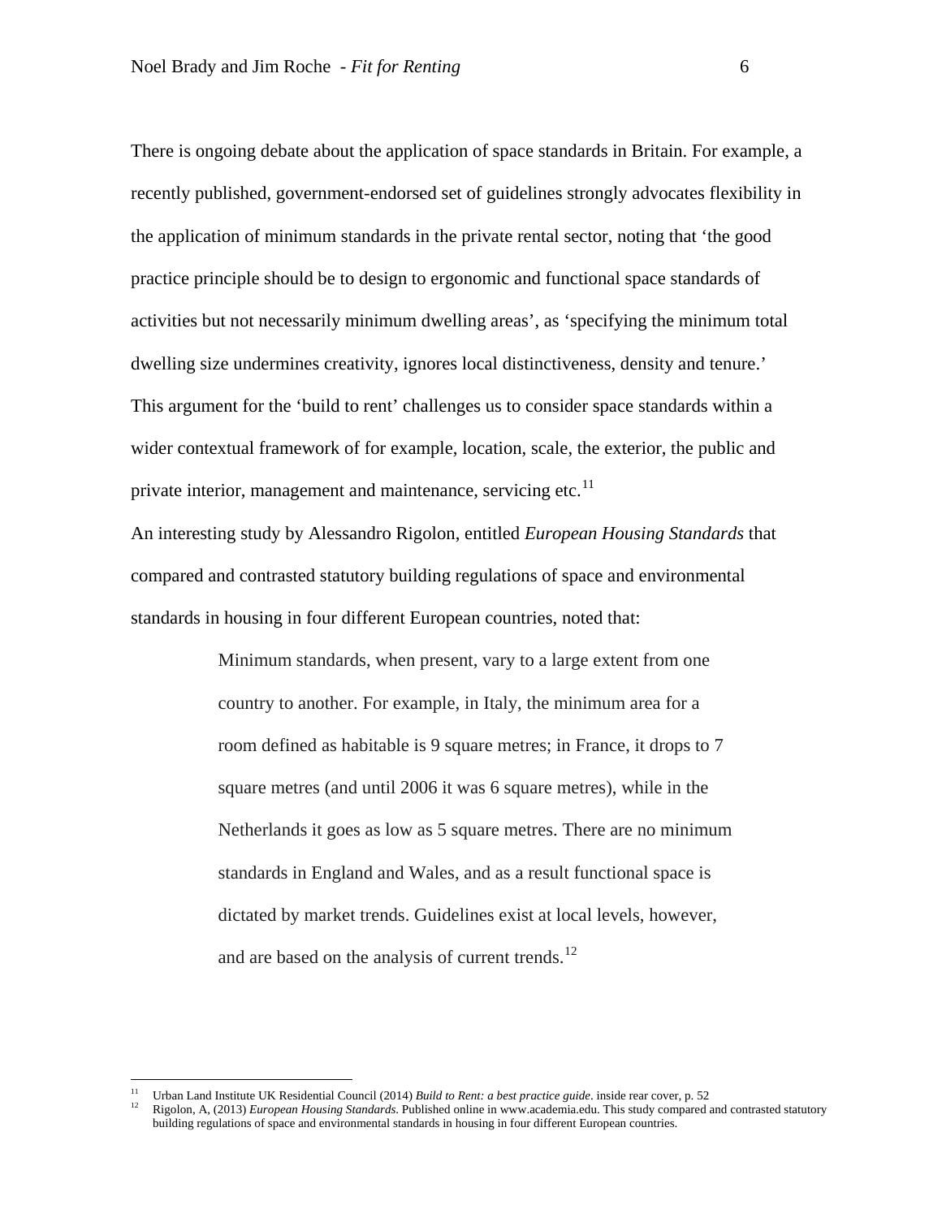There is ongoing debate about the application of space standards in Britain. For example, a recently published, government-endorsed set of guidelines strongly advocates flexibility in the application of minimum standards in the private rental sector, noting that 'the good practice principle should be to design to ergonomic and functional space standards of activities but not necessarily minimum dwelling areas', as 'specifying the minimum total dwelling size undermines creativity, ignores local distinctiveness, density and tenure.' This argument for the 'build to rent' challenges us to consider space standards within a wider contextual framework of for example, location, scale, the exterior, the public and private interior, management and maintenance, servicing etc.[11]

An interesting study by Alessandro Rigolon, entitled *European Housing Standards* that compared and contrasted statutory building regulations of space and environmental standards in housing in four different European countries, noted that:

> Minimum standards, when present, vary to a large extent from one country to another. For example, in Italy, the minimum area for a room defined as habitable is 9 square metres; in France, it drops to 7 square metres (and until 2006 it was 6 square metres), while in the Netherlands it goes as low as 5 square metres. There are no minimum standards in England and Wales, and as a result functional space is dictated by market trends. Guidelines exist at local levels, however, and are based on the analysis of current trends.[12]

---

[11] Urban Land Institute UK Residential Council (2014) *Build to Rent: a best practice guide*. inside rear cover, p. 52

[12] Rigolon, A, (2013) *European Housing Standards*. Published online in www.academia.edu. This study compared and contrasted statutory building regulations of space and environmental standards in housing in four different European countries.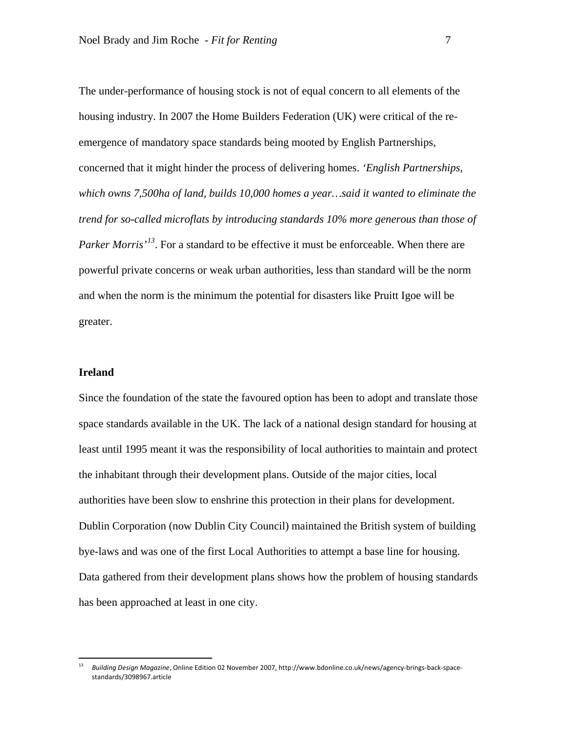The under-performance of housing stock is not of equal concern to all elements of the housing industry. In 2007 the Home Builders Federation (UK) were critical of the re-emergence of mandatory space standards being mooted by English Partnerships, concerned that it might hinder the process of delivering homes. *'English Partnerships, which owns 7,500ha of land, builds 10,000 homes a year…said it wanted to eliminate the trend for so-called microflats by introducing standards 10% more generous than those of Parker Morris'*[13]. For a standard to be effective it must be enforceable. When there are powerful private concerns or weak urban authorities, less than standard will be the norm and when the norm is the minimum the potential for disasters like Pruitt Igoe will be greater.

**Ireland**

Since the foundation of the state the favoured option has been to adopt and translate those space standards available in the UK. The lack of a national design standard for housing at least until 1995 meant it was the responsibility of local authorities to maintain and protect the inhabitant through their development plans. Outside of the major cities, local authorities have been slow to enshrine this protection in their plans for development. Dublin Corporation (now Dublin City Council) maintained the British system of building bye-laws and was one of the first Local Authorities to attempt a base line for housing. Data gathered from their development plans shows how the problem of housing standards has been approached at least in one city.

---

[13] *Building Design Magazine*, Online Edition 02 November 2007, http://www.bdonline.co.uk/news/agency-brings-back-space-standards/3098967.article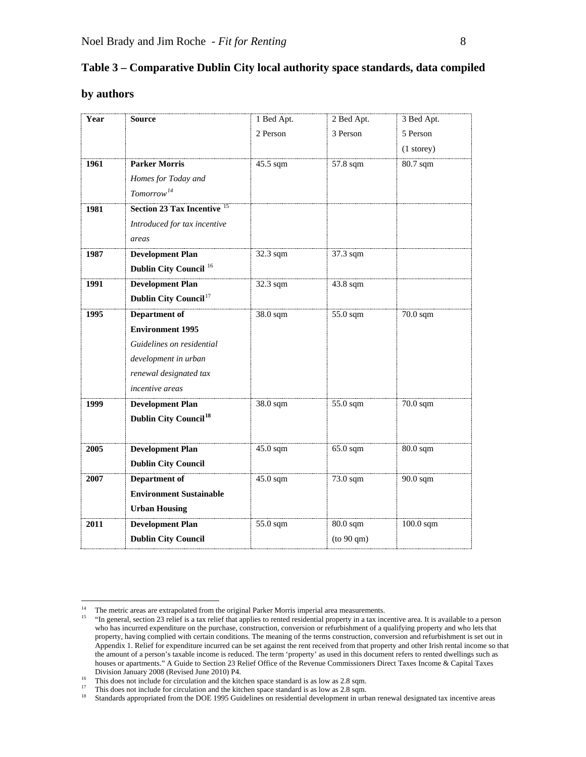**Table 3 – Comparative Dublin City local authority space standards, data compiled by authors**

| Year | Source | 1 Bed Apt. 2 Person | 2 Bed Apt. 3 Person | 3 Bed Apt. 5 Person (1 storey) |
|---|---|---|---|---|
| **1961** | **Parker Morris** *Homes for Today and Tomorrow*[14] | 45.5 sqm | 57.8 sqm | 80.7 sqm |
| **1981** | **Section 23 Tax Incentive** [15] *Introduced for tax incentive areas* | | | |
| **1987** | **Development Plan Dublin City Council** [16] | 32.3 sqm | 37.3 sqm | |
| **1991** | **Development Plan Dublin City Council**[17] | 32.3 sqm | 43.8 sqm | |
| **1995** | **Department of Environment 1995** *Guidelines on residential development in urban renewal designated tax incentive areas* | 38.0 sqm | 55.0 sqm | 70.0 sqm |
| **1999** | **Development Plan Dublin City Council**[18] | 38.0 sqm | 55.0 sqm | 70.0 sqm |
| **2005** | **Development Plan Dublin City Council** | 45.0 sqm | 65.0 sqm | 80.0 sqm |
| **2007** | **Department of Environment Sustainable Urban Housing** | 45.0 sqm | 73.0 sqm | 90.0 sqm |
| **2011** | **Development Plan Dublin City Council** | 55.0 sqm | 80.0 sqm (to 90 qm) | 100.0 sqm |

[14] The metric areas are extrapolated from the original Parker Morris imperial area measurements.

[15] "In general, section 23 relief is a tax relief that applies to rented residential property in a tax incentive area. It is available to a person who has incurred expenditure on the purchase, construction, conversion or refurbishment of a qualifying property and who lets that property, having complied with certain conditions. The meaning of the terms construction, conversion and refurbishment is set out in Appendix 1. Relief for expenditure incurred can be set against the rent received from that property and other Irish rental income so that the amount of a person's taxable income is reduced. The term 'property' as used in this document refers to rented dwellings such as houses or apartments." A Guide to Section 23 Relief Office of the Revenue Commissioners Direct Taxes Income & Capital Taxes Division January 2008 (Revised June 2010) P4.

[16] This does not include for circulation and the kitchen space standard is as low as 2.8 sqm.

[17] This does not include for circulation and the kitchen space standard is as low as 2.8 sqm.

[18] Standards appropriated from the DOE 1995 Guidelines on residential development in urban renewal designated tax incentive areas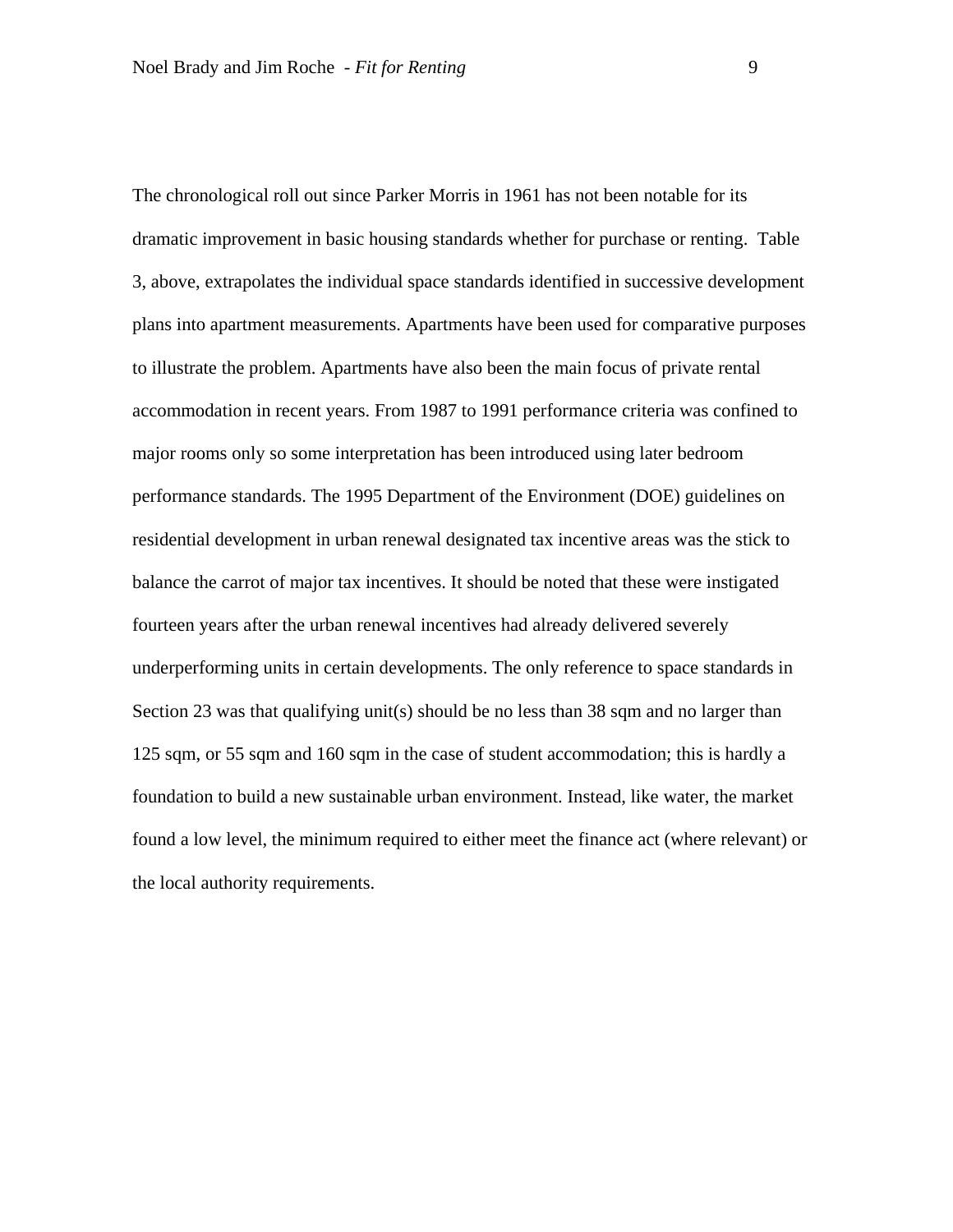The chronological roll out since Parker Morris in 1961 has not been notable for its dramatic improvement in basic housing standards whether for purchase or renting. Table 3, above, extrapolates the individual space standards identified in successive development plans into apartment measurements. Apartments have been used for comparative purposes to illustrate the problem. Apartments have also been the main focus of private rental accommodation in recent years. From 1987 to 1991 performance criteria was confined to major rooms only so some interpretation has been introduced using later bedroom performance standards. The 1995 Department of the Environment (DOE) guidelines on residential development in urban renewal designated tax incentive areas was the stick to balance the carrot of major tax incentives. It should be noted that these were instigated fourteen years after the urban renewal incentives had already delivered severely underperforming units in certain developments. The only reference to space standards in Section 23 was that qualifying unit(s) should be no less than 38 sqm and no larger than 125 sqm, or 55 sqm and 160 sqm in the case of student accommodation; this is hardly a foundation to build a new sustainable urban environment. Instead, like water, the market found a low level, the minimum required to either meet the finance act (where relevant) or the local authority requirements.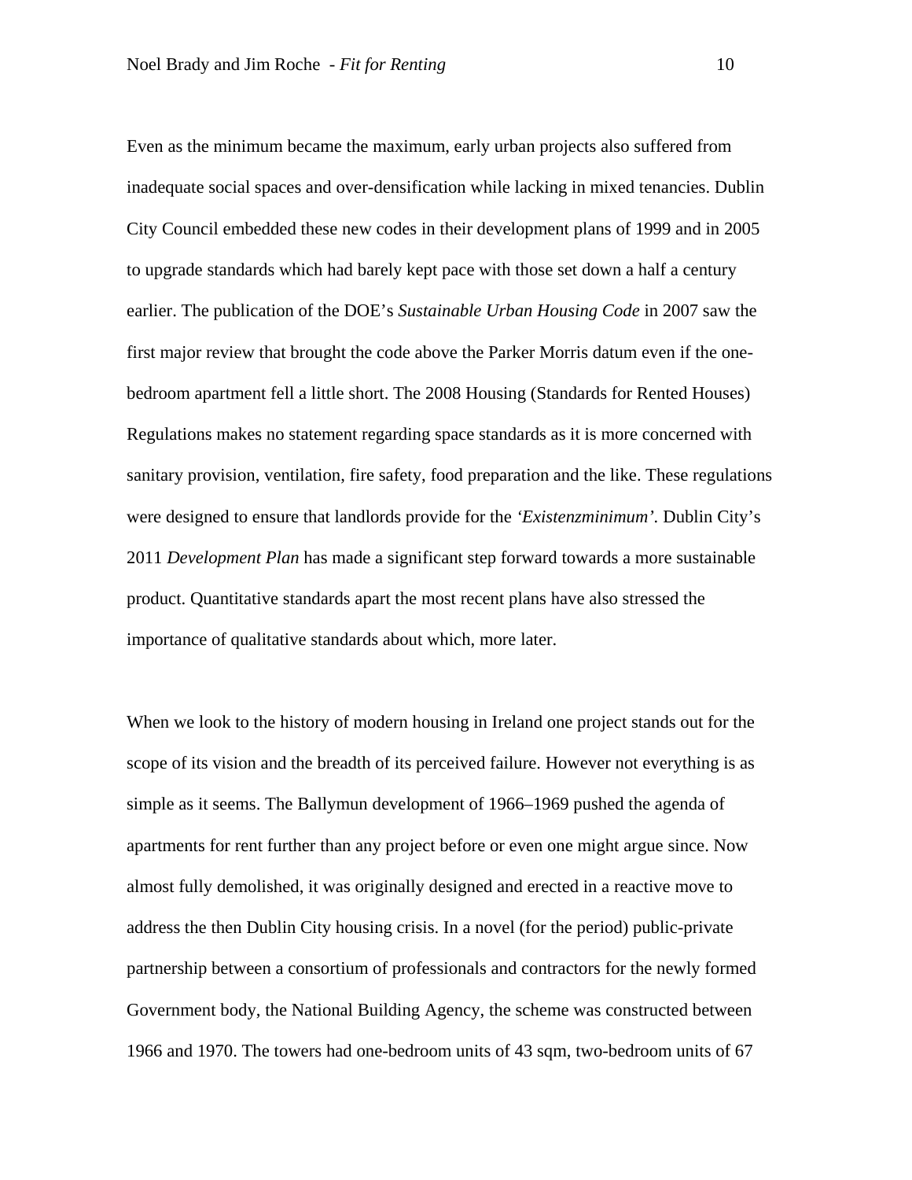Even as the minimum became the maximum, early urban projects also suffered from inadequate social spaces and over-densification while lacking in mixed tenancies. Dublin City Council embedded these new codes in their development plans of 1999 and in 2005 to upgrade standards which had barely kept pace with those set down a half a century earlier. The publication of the DOE's *Sustainable Urban Housing Code* in 2007 saw the first major review that brought the code above the Parker Morris datum even if the one-bedroom apartment fell a little short. The 2008 Housing (Standards for Rented Houses) Regulations makes no statement regarding space standards as it is more concerned with sanitary provision, ventilation, fire safety, food preparation and the like. These regulations were designed to ensure that landlords provide for the *'Existenzminimum'*. Dublin City's 2011 *Development Plan* has made a significant step forward towards a more sustainable product. Quantitative standards apart the most recent plans have also stressed the importance of qualitative standards about which, more later.

When we look to the history of modern housing in Ireland one project stands out for the scope of its vision and the breadth of its perceived failure. However not everything is as simple as it seems. The Ballymun development of 1966–1969 pushed the agenda of apartments for rent further than any project before or even one might argue since. Now almost fully demolished, it was originally designed and erected in a reactive move to address the then Dublin City housing crisis. In a novel (for the period) public-private partnership between a consortium of professionals and contractors for the newly formed Government body, the National Building Agency, the scheme was constructed between 1966 and 1970. The towers had one-bedroom units of 43 sqm, two-bedroom units of 67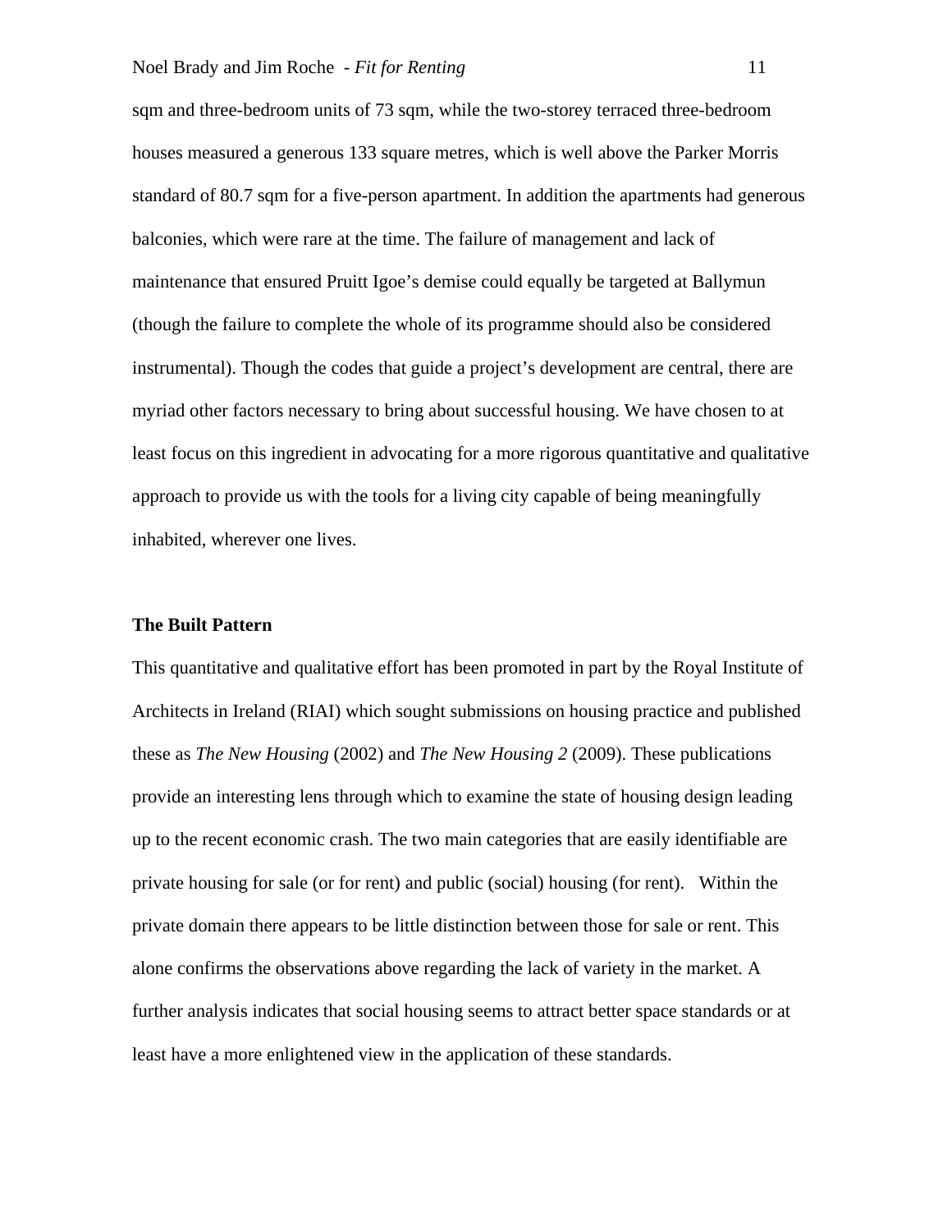sqm and three-bedroom units of 73 sqm, while the two-storey terraced three-bedroom houses measured a generous 133 square metres, which is well above the Parker Morris standard of 80.7 sqm for a five-person apartment. In addition the apartments had generous balconies, which were rare at the time. The failure of management and lack of maintenance that ensured Pruitt Igoe's demise could equally be targeted at Ballymun (though the failure to complete the whole of its programme should also be considered instrumental). Though the codes that guide a project's development are central, there are myriad other factors necessary to bring about successful housing. We have chosen to at least focus on this ingredient in advocating for a more rigorous quantitative and qualitative approach to provide us with the tools for a living city capable of being meaningfully inhabited, wherever one lives.

## The Built Pattern

This quantitative and qualitative effort has been promoted in part by the Royal Institute of Architects in Ireland (RIAI) which sought submissions on housing practice and published these as *The New Housing* (2002) and *The New Housing 2* (2009). These publications provide an interesting lens through which to examine the state of housing design leading up to the recent economic crash. The two main categories that are easily identifiable are private housing for sale (or for rent) and public (social) housing (for rent). Within the private domain there appears to be little distinction between those for sale or rent. This alone confirms the observations above regarding the lack of variety in the market. A further analysis indicates that social housing seems to attract better space standards or at least have a more enlightened view in the application of these standards.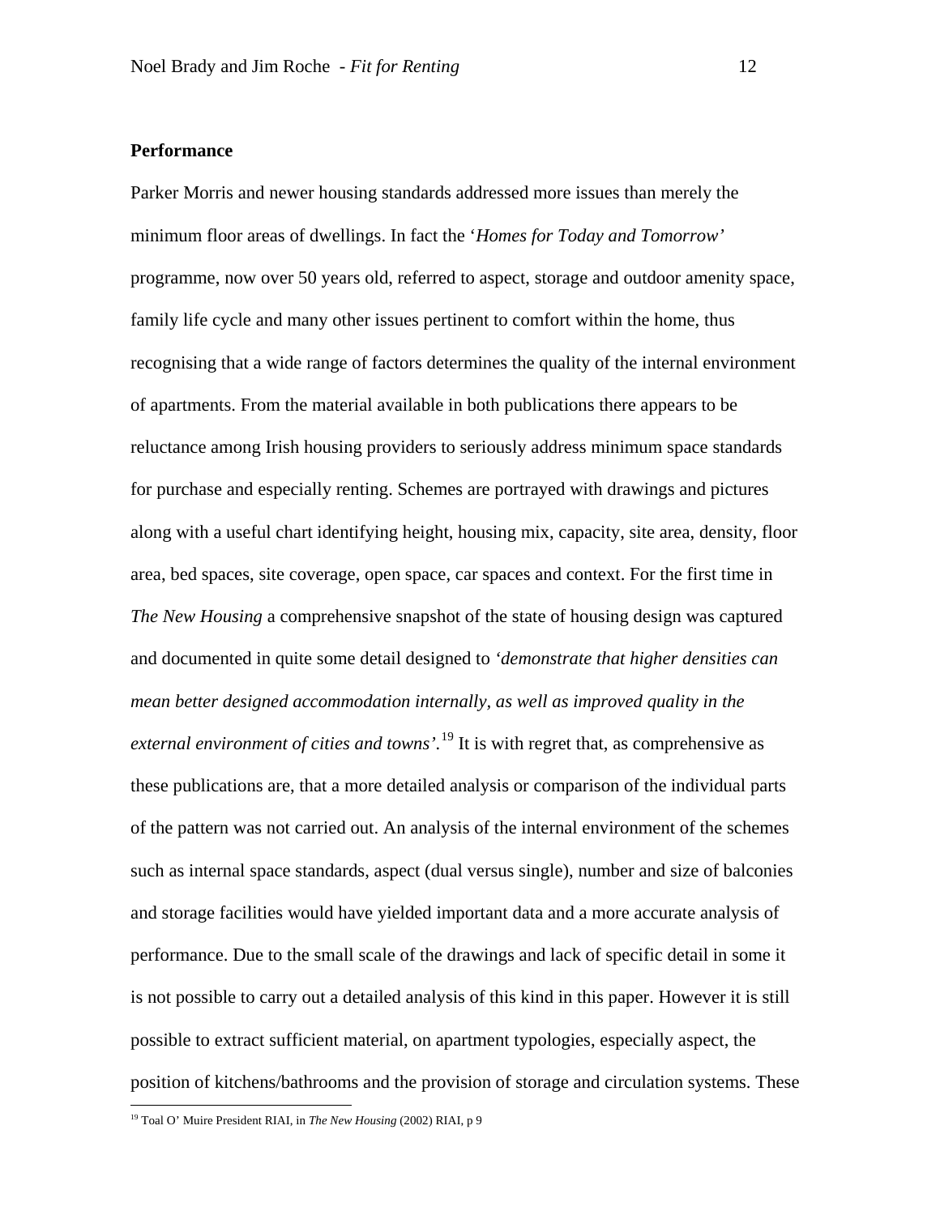**Performance**

Parker Morris and newer housing standards addressed more issues than merely the minimum floor areas of dwellings. In fact the '*Homes for Today and Tomorrow*' programme, now over 50 years old, referred to aspect, storage and outdoor amenity space, family life cycle and many other issues pertinent to comfort within the home, thus recognising that a wide range of factors determines the quality of the internal environment of apartments. From the material available in both publications there appears to be reluctance among Irish housing providers to seriously address minimum space standards for purchase and especially renting. Schemes are portrayed with drawings and pictures along with a useful chart identifying height, housing mix, capacity, site area, density, floor area, bed spaces, site coverage, open space, car spaces and context. For the first time in *The New Housing* a comprehensive snapshot of the state of housing design was captured and documented in quite some detail designed to *'demonstrate that higher densities can mean better designed accommodation internally, as well as improved quality in the external environment of cities and towns'*.[19] It is with regret that, as comprehensive as these publications are, that a more detailed analysis or comparison of the individual parts of the pattern was not carried out. An analysis of the internal environment of the schemes such as internal space standards, aspect (dual versus single), number and size of balconies and storage facilities would have yielded important data and a more accurate analysis of performance. Due to the small scale of the drawings and lack of specific detail in some it is not possible to carry out a detailed analysis of this kind in this paper. However it is still possible to extract sufficient material, on apartment typologies, especially aspect, the position of kitchens/bathrooms and the provision of storage and circulation systems. These

[19] Toal O' Muire President RIAI, in *The New Housing* (2002) RIAI, p 9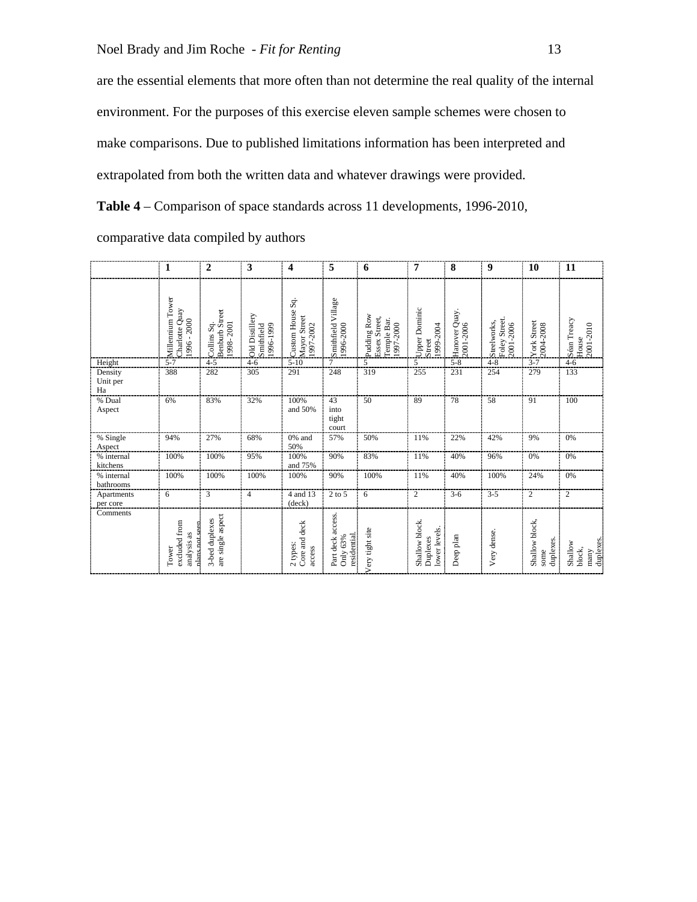are the essential elements that more often than not determine the real quality of the internal environment. For the purposes of this exercise eleven sample schemes were chosen to make comparisons. Due to published limitations information has been interpreted and extrapolated from both the written data and whatever drawings were provided.

**Table 4** – Comparison of space standards across 11 developments, 1996-2010, comparative data compiled by authors

| | **1** | **2** | **3** | **4** | **5** | **6** | **7** | **8** | **9** | **10** | **11** |
|---|---|---|---|---|---|---|---|---|---|---|---|
| | Millennium Tower Charlotte Quay 1996 - 2000 | Collins Sq. Benburb Street 1998- 2001 | Old Distillery Smithfield 1996-1999 | Custom House Sq. Mayor Street 1997-2002 | Smithfield Village 1996-2000 | Pudding Row Essex Street, Temple Bar. 1997-2000 | Upper Dominic Street 1999-2004 | Hanover Quay. 2001-2006 | Steelworks, Foley Street. 2001-2006 | York Street 2004-2008 | Séan Treacy House 2001-2010 |
| Height | 5-7 | 4-5 | 4-6 | 5-10 | 7 | 5 | 5 | 5-8 | 4-8 | 3-7 | 4-6 |
| Density Unit per Ha | 388 | 282 | 305 | 291 | 248 | 319 | 255 | 231 | 254 | 279 | 133 |
| % Dual Aspect | 6% | 83% | 32% | 100% and 50% | 43 into tight court | 50 | 89 | 78 | 58 | 91 | 100 |
| % Single Aspect | 94% | 27% | 68% | 0% and 50% | 57% | 50% | 11% | 22% | 42% | 9% | 0% |
| % internal kitchens | 100% | 100% | 95% | 100% and 75% | 90% | 83% | 11% | 40% | 96% | 0% | 0% |
| % internal bathrooms | 100% | 100% | 100% | 100% | 90% | 100% | 11% | 40% | 100% | 24% | 0% |
| Apartments per core | 6 | 3 | 4 | 4 and 13 (deck) | 2 to 5 | 6 | 2 | 3-6 | 3-5 | 2 | 2 |
| Comments | Tower excluded from analysis as plans not seen | 3-bed duplexes are single aspect | | 2 types: Core and deck access | Part deck access. Only 63% residential. | Very tight site | Shallow block. Duplexes lower levels. | Deep plan | Very dense. | Shallow block, some duplexes. | Shallow block, many duplexes. |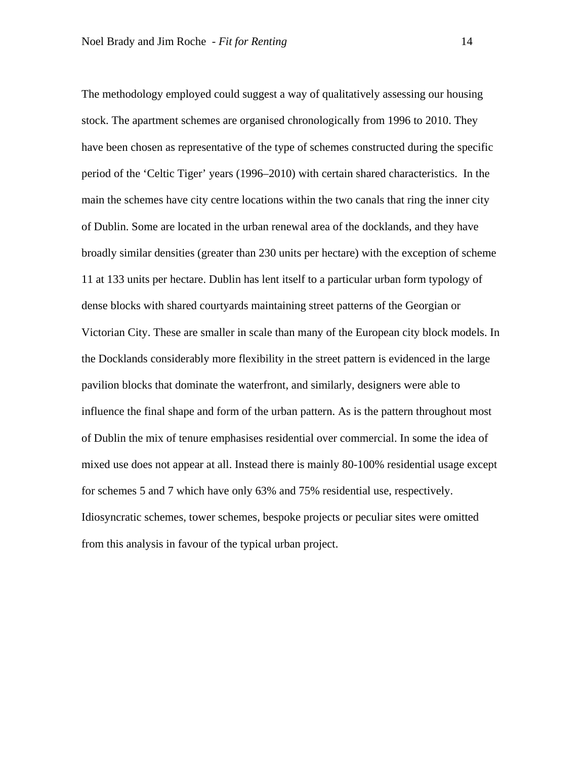The methodology employed could suggest a way of qualitatively assessing our housing stock. The apartment schemes are organised chronologically from 1996 to 2010. They have been chosen as representative of the type of schemes constructed during the specific period of the 'Celtic Tiger' years (1996–2010) with certain shared characteristics. In the main the schemes have city centre locations within the two canals that ring the inner city of Dublin. Some are located in the urban renewal area of the docklands, and they have broadly similar densities (greater than 230 units per hectare) with the exception of scheme 11 at 133 units per hectare. Dublin has lent itself to a particular urban form typology of dense blocks with shared courtyards maintaining street patterns of the Georgian or Victorian City. These are smaller in scale than many of the European city block models. In the Docklands considerably more flexibility in the street pattern is evidenced in the large pavilion blocks that dominate the waterfront, and similarly, designers were able to influence the final shape and form of the urban pattern. As is the pattern throughout most of Dublin the mix of tenure emphasises residential over commercial. In some the idea of mixed use does not appear at all. Instead there is mainly 80-100% residential usage except for schemes 5 and 7 which have only 63% and 75% residential use, respectively. Idiosyncratic schemes, tower schemes, bespoke projects or peculiar sites were omitted from this analysis in favour of the typical urban project.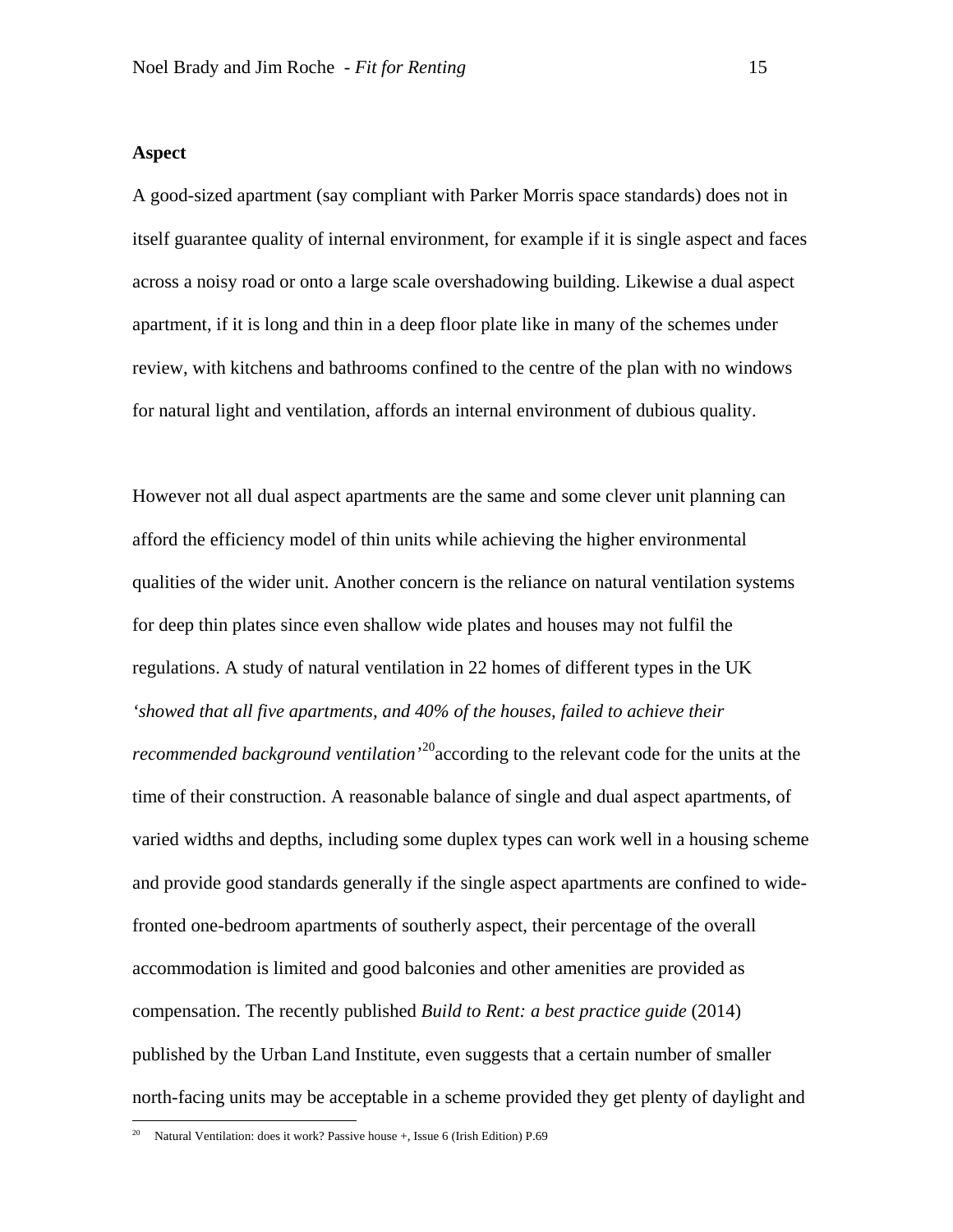**Aspect**

A good-sized apartment (say compliant with Parker Morris space standards) does not in itself guarantee quality of internal environment, for example if it is single aspect and faces across a noisy road or onto a large scale overshadowing building. Likewise a dual aspect apartment, if it is long and thin in a deep floor plate like in many of the schemes under review, with kitchens and bathrooms confined to the centre of the plan with no windows for natural light and ventilation, affords an internal environment of dubious quality.

However not all dual aspect apartments are the same and some clever unit planning can afford the efficiency model of thin units while achieving the higher environmental qualities of the wider unit. Another concern is the reliance on natural ventilation systems for deep thin plates since even shallow wide plates and houses may not fulfil the regulations. A study of natural ventilation in 22 homes of different types in the UK *'showed that all five apartments, and 40% of the houses, failed to achieve their recommended background ventilation'*[20] according to the relevant code for the units at the time of their construction. A reasonable balance of single and dual aspect apartments, of varied widths and depths, including some duplex types can work well in a housing scheme and provide good standards generally if the single aspect apartments are confined to wide-fronted one-bedroom apartments of southerly aspect, their percentage of the overall accommodation is limited and good balconies and other amenities are provided as compensation. The recently published *Build to Rent: a best practice guide* (2014) published by the Urban Land Institute, even suggests that a certain number of smaller north-facing units may be acceptable in a scheme provided they get plenty of daylight and

[20] Natural Ventilation: does it work? Passive house +, Issue 6 (Irish Edition) P.69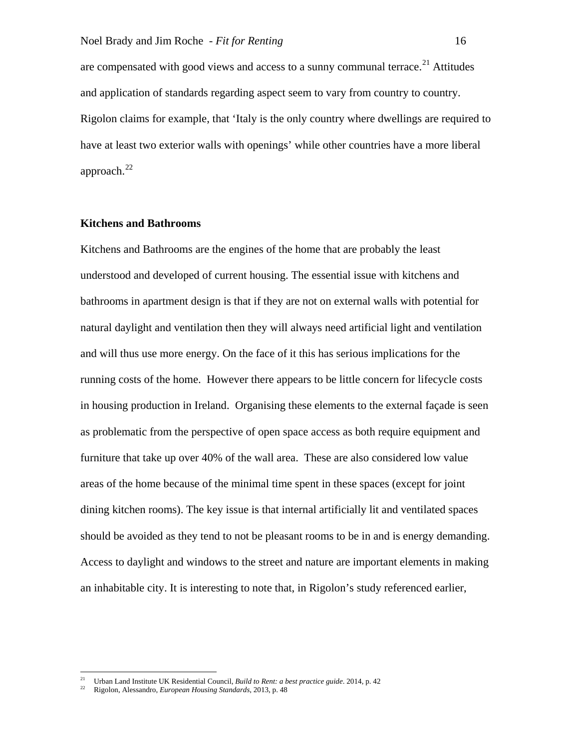are compensated with good views and access to a sunny communal terrace.[21] Attitudes and application of standards regarding aspect seem to vary from country to country. Rigolon claims for example, that 'Italy is the only country where dwellings are required to have at least two exterior walls with openings' while other countries have a more liberal approach.[22]

**Kitchens and Bathrooms**

Kitchens and Bathrooms are the engines of the home that are probably the least understood and developed of current housing. The essential issue with kitchens and bathrooms in apartment design is that if they are not on external walls with potential for natural daylight and ventilation then they will always need artificial light and ventilation and will thus use more energy. On the face of it this has serious implications for the running costs of the home. However there appears to be little concern for lifecycle costs in housing production in Ireland. Organising these elements to the external façade is seen as problematic from the perspective of open space access as both require equipment and furniture that take up over 40% of the wall area. These are also considered low value areas of the home because of the minimal time spent in these spaces (except for joint dining kitchen rooms). The key issue is that internal artificially lit and ventilated spaces should be avoided as they tend to not be pleasant rooms to be in and is energy demanding. Access to daylight and windows to the street and nature are important elements in making an inhabitable city. It is interesting to note that, in Rigolon's study referenced earlier,

---

[21] Urban Land Institute UK Residential Council, *Build to Rent: a best practice guide*. 2014, p. 42

[22] Rigolon, Alessandro, *European Housing Standards*, 2013, p. 48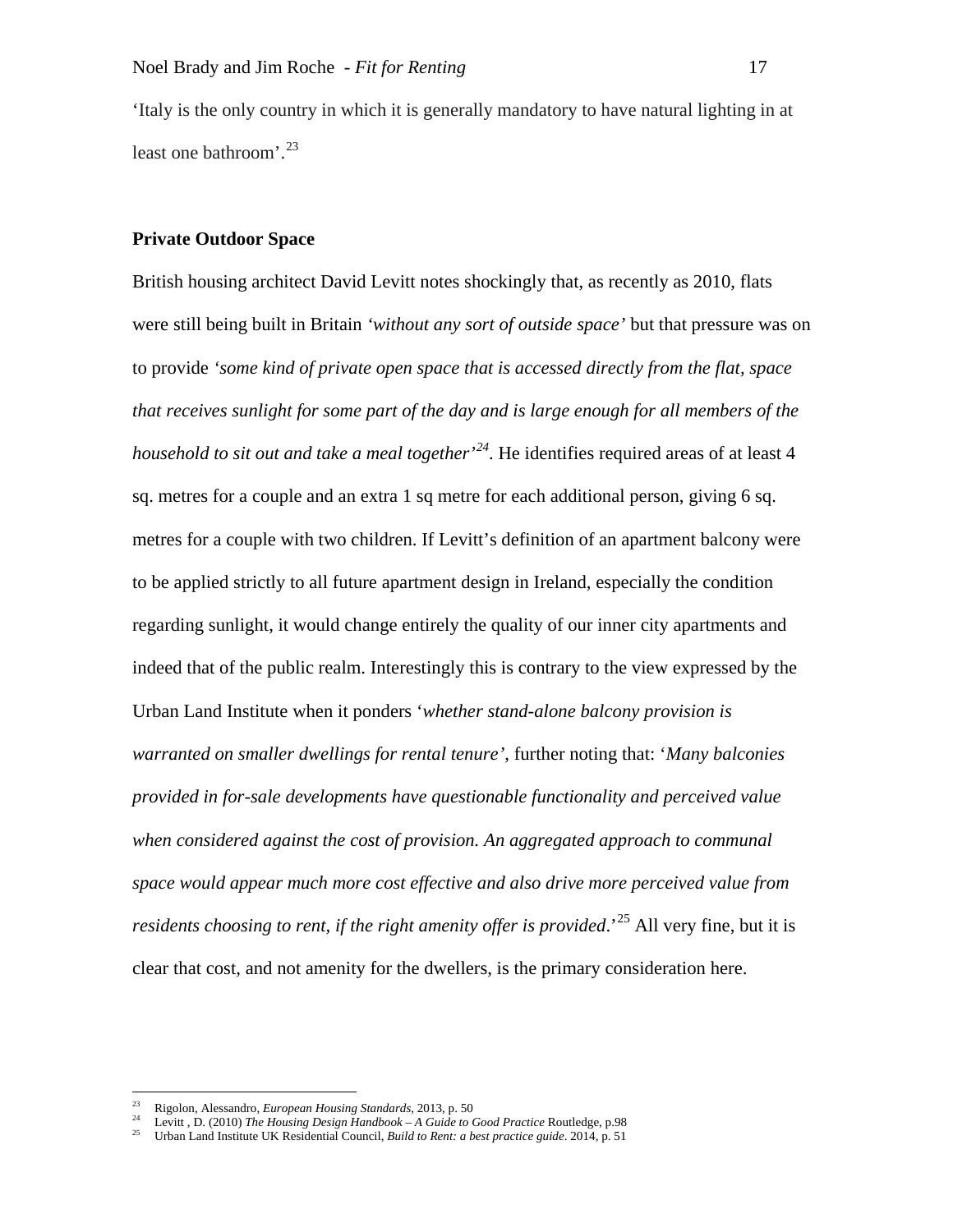'Italy is the only country in which it is generally mandatory to have natural lighting in at least one bathroom'.[23]

**Private Outdoor Space**

British housing architect David Levitt notes shockingly that, as recently as 2010, flats were still being built in Britain *'without any sort of outside space'* but that pressure was on to provide *'some kind of private open space that is accessed directly from the flat, space that receives sunlight for some part of the day and is large enough for all members of the household to sit out and take a meal together'*[24]. He identifies required areas of at least 4 sq. metres for a couple and an extra 1 sq metre for each additional person, giving 6 sq. metres for a couple with two children. If Levitt's definition of an apartment balcony were to be applied strictly to all future apartment design in Ireland, especially the condition regarding sunlight, it would change entirely the quality of our inner city apartments and indeed that of the public realm. Interestingly this is contrary to the view expressed by the Urban Land Institute when it ponders '*whether stand-alone balcony provision is warranted on smaller dwellings for rental tenure'*, further noting that: '*Many balconies provided in for-sale developments have questionable functionality and perceived value when considered against the cost of provision. An aggregated approach to communal space would appear much more cost effective and also drive more perceived value from residents choosing to rent, if the right amenity offer is provided*.'[25] All very fine, but it is clear that cost, and not amenity for the dwellers, is the primary consideration here.

---

[23] Rigolon, Alessandro, *European Housing Standards*, 2013, p. 50

[24] Levitt , D. (2010) *The Housing Design Handbook – A Guide to Good Practice* Routledge, p.98

[25] Urban Land Institute UK Residential Council, *Build to Rent: a best practice guide*. 2014, p. 51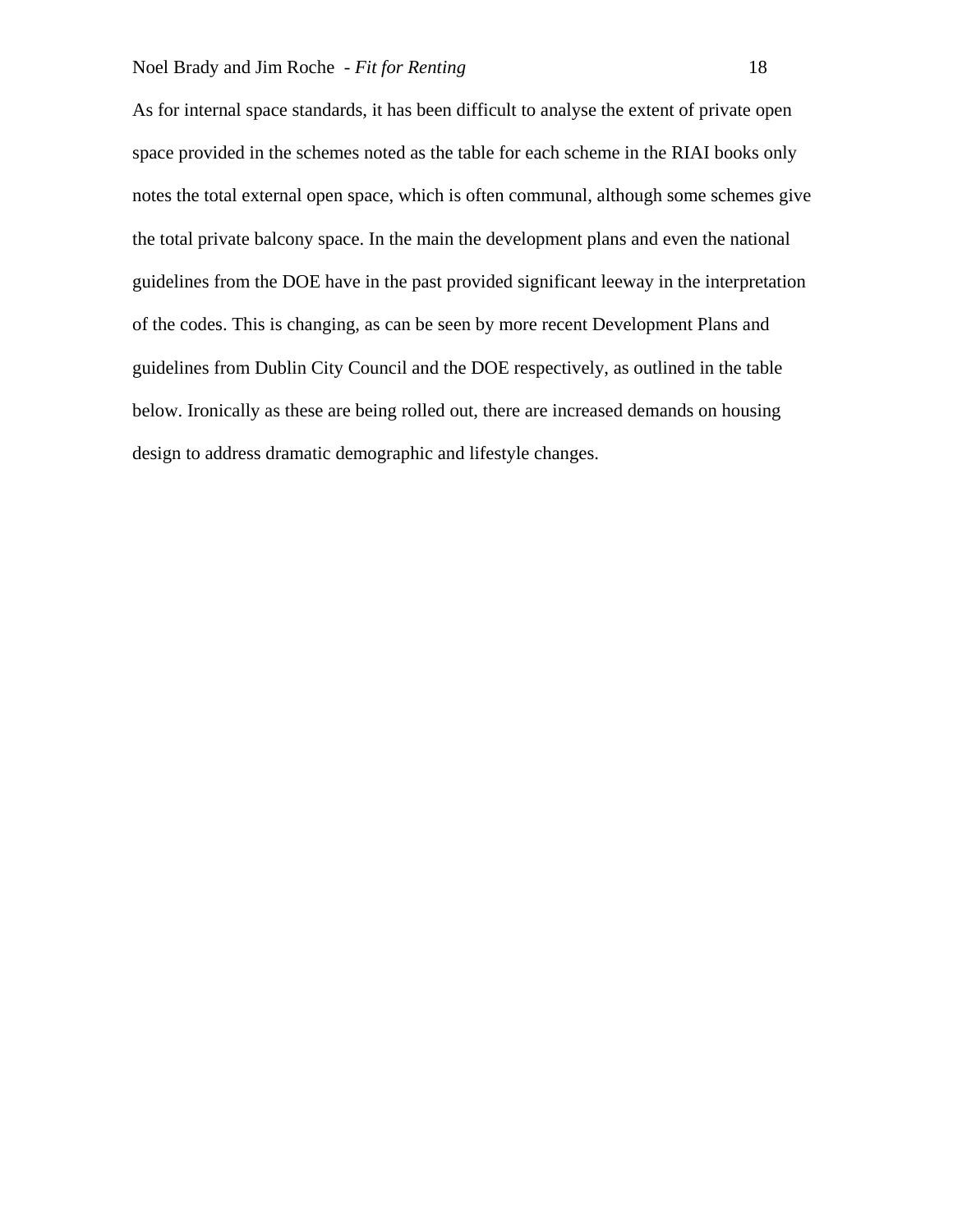As for internal space standards, it has been difficult to analyse the extent of private open space provided in the schemes noted as the table for each scheme in the RIAI books only notes the total external open space, which is often communal, although some schemes give the total private balcony space. In the main the development plans and even the national guidelines from the DOE have in the past provided significant leeway in the interpretation of the codes. This is changing, as can be seen by more recent Development Plans and guidelines from Dublin City Council and the DOE respectively, as outlined in the table below. Ironically as these are being rolled out, there are increased demands on housing design to address dramatic demographic and lifestyle changes.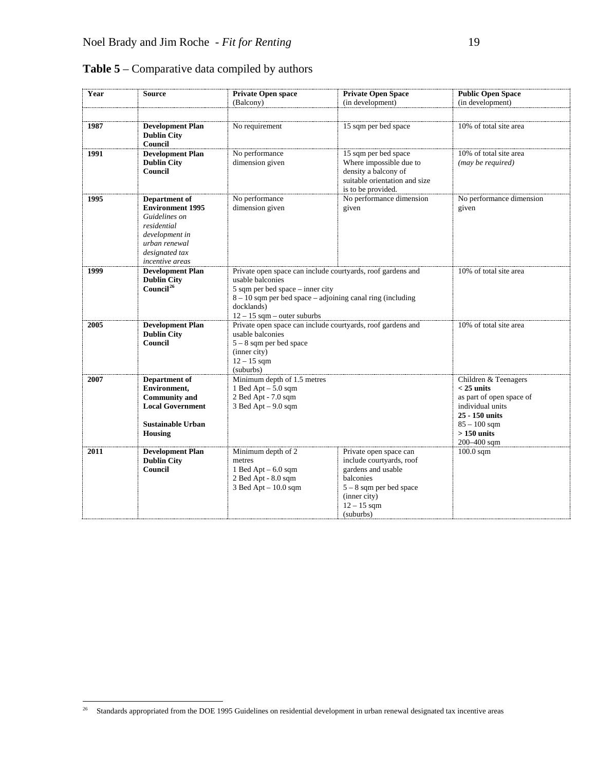**Table 5** – Comparative data compiled by authors

| Year | Source | Private Open space (Balcony) | Private Open Space (in development) | Public Open Space (in development) |
|---|---|---|---|---|
| | | | | |
| **1987** | **Development Plan Dublin City Council** | No requirement | 15 sqm per bed space | 10% of total site area |
| **1991** | **Development Plan Dublin City Council** | No performance dimension given | 15 sqm per bed space Where impossible due to density a balcony of suitable orientation and size is to be provided. | 10% of total site area *(may be required)* |
| **1995** | **Department of Environment 1995** *Guidelines on residential development in urban renewal designated tax incentive areas* | No performance dimension given | No performance dimension given | No performance dimension given |
| **1999** | **Development Plan Dublin City Council**[26] | Private open space can include courtyards, roof gardens and usable balconies<br>5 sqm per bed space – inner city<br>8 – 10 sqm per bed space – adjoining canal ring (including docklands)<br>12 – 15 sqm – outer suburbs | | 10% of total site area |
| **2005** | **Development Plan Dublin City Council** | Private open space can include courtyards, roof gardens and usable balconies<br>5 – 8 sqm per bed space (inner city)<br>12 – 15 sqm (suburbs) | | 10% of total site area |
| **2007** | **Department of Environment, Community and Local Government**<br><br>**Sustainable Urban Housing** | Minimum depth of 1.5 metres<br>1 Bed Apt – 5.0 sqm<br>2 Bed Apt - 7.0 sqm<br>3 Bed Apt – 9.0 sqm | | Children & Teenagers<br>**< 25 units**<br>as part of open space of individual units<br>**25 - 150 units**<br>85 – 100 sqm<br>**> 150 units**<br>200–400 sqm |
| **2011** | **Development Plan Dublin City Council** | Minimum depth of 2 metres<br>1 Bed Apt – 6.0 sqm<br>2 Bed Apt - 8.0 sqm<br>3 Bed Apt – 10.0 sqm | Private open space can include courtyards, roof gardens and usable balconies<br>5 – 8 sqm per bed space (inner city)<br>12 – 15 sqm (suburbs) | 100.0 sqm |

[26] Standards appropriated from the DOE 1995 Guidelines on residential development in urban renewal designated tax incentive areas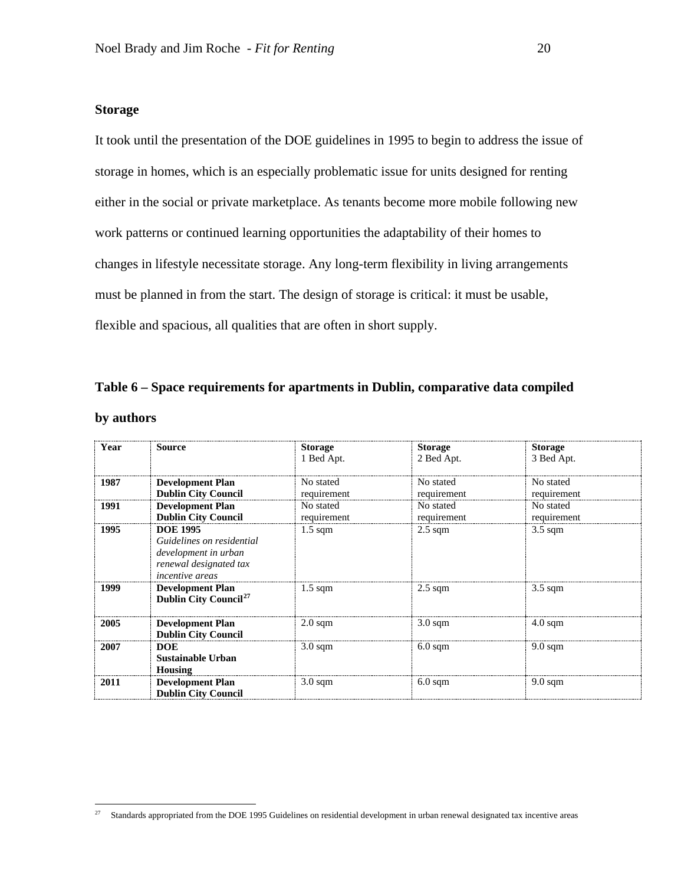## Storage

It took until the presentation of the DOE guidelines in 1995 to begin to address the issue of storage in homes, which is an especially problematic issue for units designed for renting either in the social or private marketplace. As tenants become more mobile following new work patterns or continued learning opportunities the adaptability of their homes to changes in lifestyle necessitate storage. Any long-term flexibility in living arrangements must be planned in from the start. The design of storage is critical: it must be usable, flexible and spacious, all qualities that are often in short supply.

**Table 6 – Space requirements for apartments in Dublin, comparative data compiled by authors**

| Year | Source | Storage 1 Bed Apt. | Storage 2 Bed Apt. | Storage 3 Bed Apt. |
|---|---|---|---|---|
| **1987** | **Development Plan Dublin City Council** | No stated requirement | No stated requirement | No stated requirement |
| **1991** | **Development Plan Dublin City Council** | No stated requirement | No stated requirement | No stated requirement |
| **1995** | **DOE 1995** *Guidelines on residential development in urban renewal designated tax incentive areas* | 1.5 sqm | 2.5 sqm | 3.5 sqm |
| **1999** | **Development Plan Dublin City Council**[27] | 1.5 sqm | 2.5 sqm | 3.5 sqm |
| **2005** | **Development Plan Dublin City Council** | 2.0 sqm | 3.0 sqm | 4.0 sqm |
| **2007** | **DOE Sustainable Urban Housing** | 3.0 sqm | 6.0 sqm | 9.0 sqm |
| **2011** | **Development Plan Dublin City Council** | 3.0 sqm | 6.0 sqm | 9.0 sqm |

[27] Standards appropriated from the DOE 1995 Guidelines on residential development in urban renewal designated tax incentive areas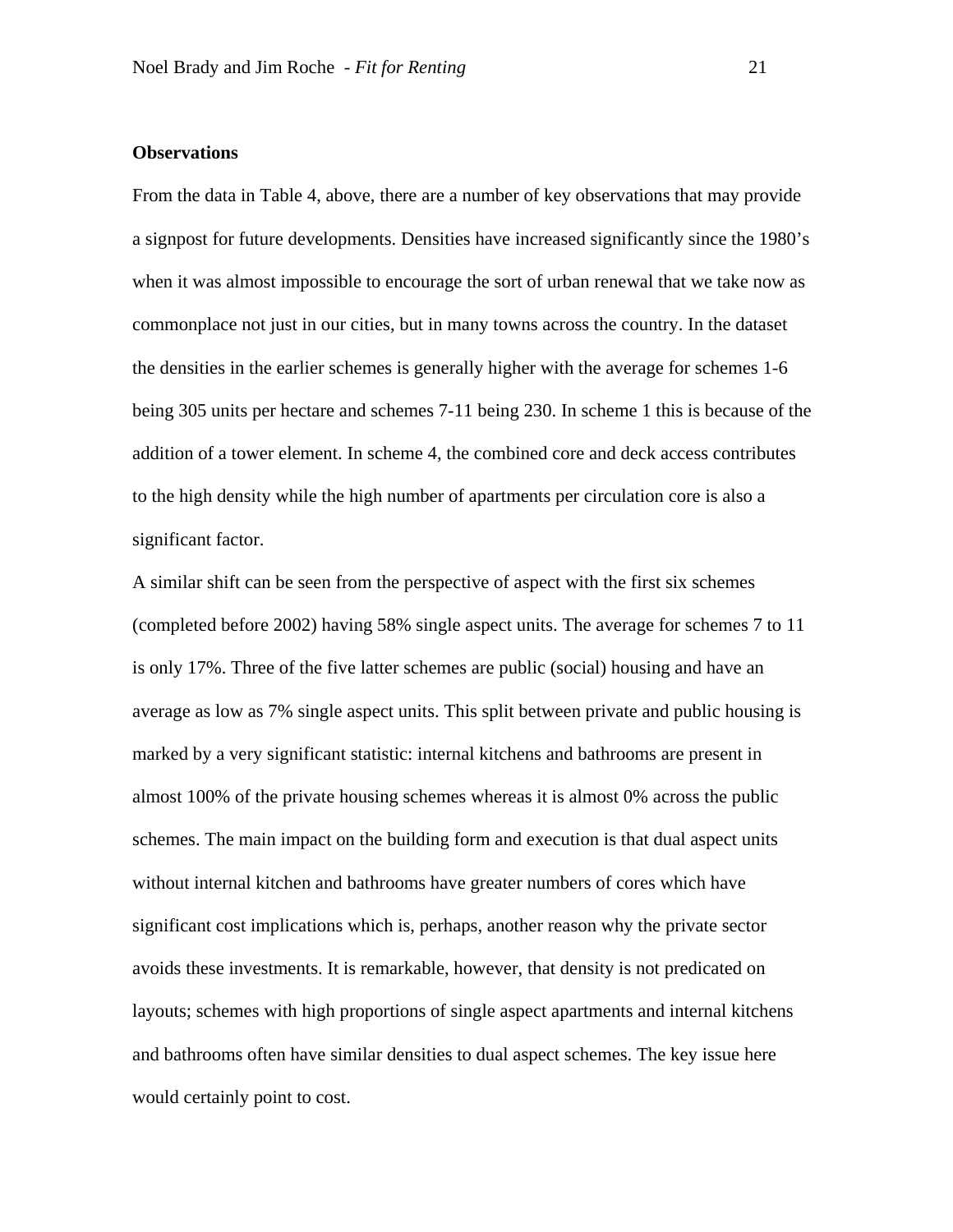### Observations

From the data in Table 4, above, there are a number of key observations that may provide a signpost for future developments. Densities have increased significantly since the 1980's when it was almost impossible to encourage the sort of urban renewal that we take now as commonplace not just in our cities, but in many towns across the country. In the dataset the densities in the earlier schemes is generally higher with the average for schemes 1-6 being 305 units per hectare and schemes 7-11 being 230. In scheme 1 this is because of the addition of a tower element. In scheme 4, the combined core and deck access contributes to the high density while the high number of apartments per circulation core is also a significant factor.

A similar shift can be seen from the perspective of aspect with the first six schemes (completed before 2002) having 58% single aspect units. The average for schemes 7 to 11 is only 17%. Three of the five latter schemes are public (social) housing and have an average as low as 7% single aspect units. This split between private and public housing is marked by a very significant statistic: internal kitchens and bathrooms are present in almost 100% of the private housing schemes whereas it is almost 0% across the public schemes. The main impact on the building form and execution is that dual aspect units without internal kitchen and bathrooms have greater numbers of cores which have significant cost implications which is, perhaps, another reason why the private sector avoids these investments. It is remarkable, however, that density is not predicated on layouts; schemes with high proportions of single aspect apartments and internal kitchens and bathrooms often have similar densities to dual aspect schemes. The key issue here would certainly point to cost.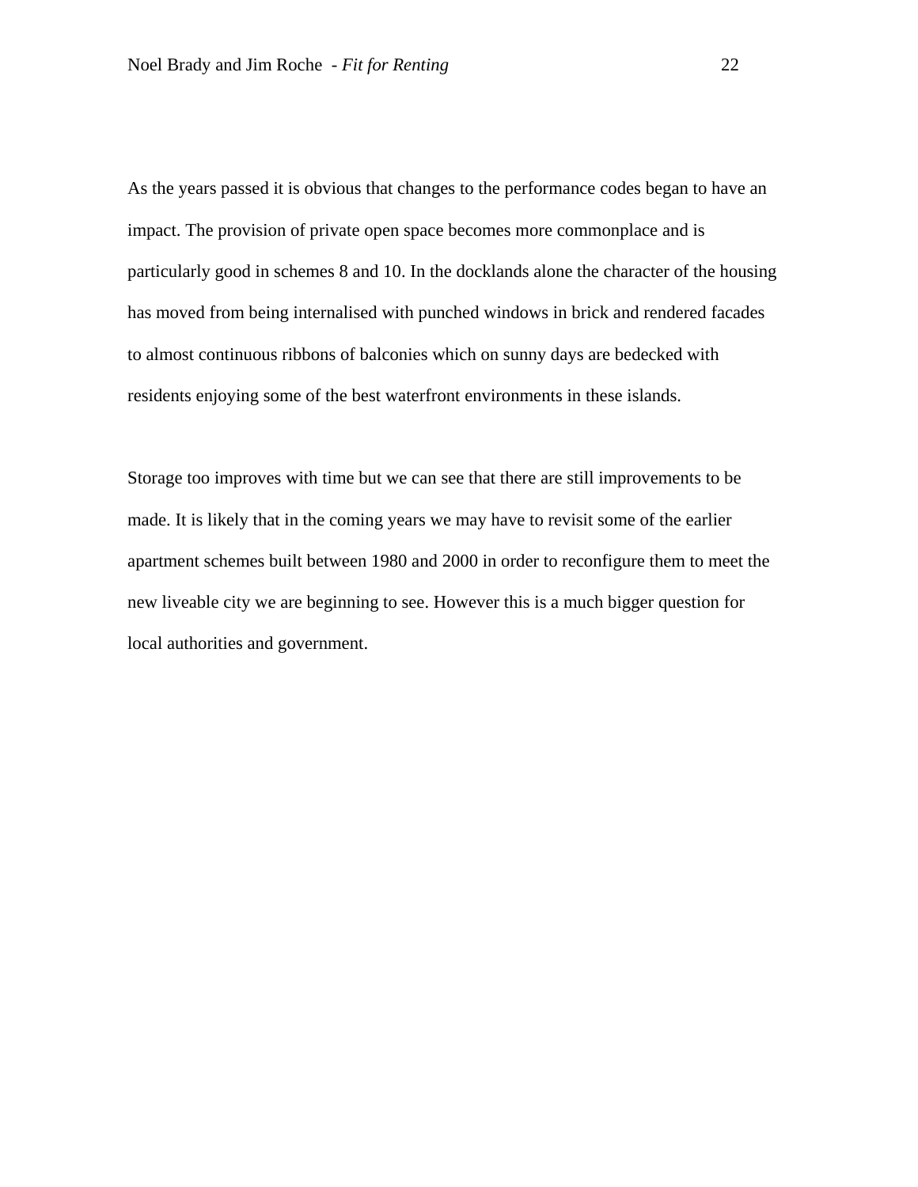As the years passed it is obvious that changes to the performance codes began to have an impact. The provision of private open space becomes more commonplace and is particularly good in schemes 8 and 10. In the docklands alone the character of the housing has moved from being internalised with punched windows in brick and rendered facades to almost continuous ribbons of balconies which on sunny days are bedecked with residents enjoying some of the best waterfront environments in these islands.

Storage too improves with time but we can see that there are still improvements to be made. It is likely that in the coming years we may have to revisit some of the earlier apartment schemes built between 1980 and 2000 in order to reconfigure them to meet the new liveable city we are beginning to see. However this is a much bigger question for local authorities and government.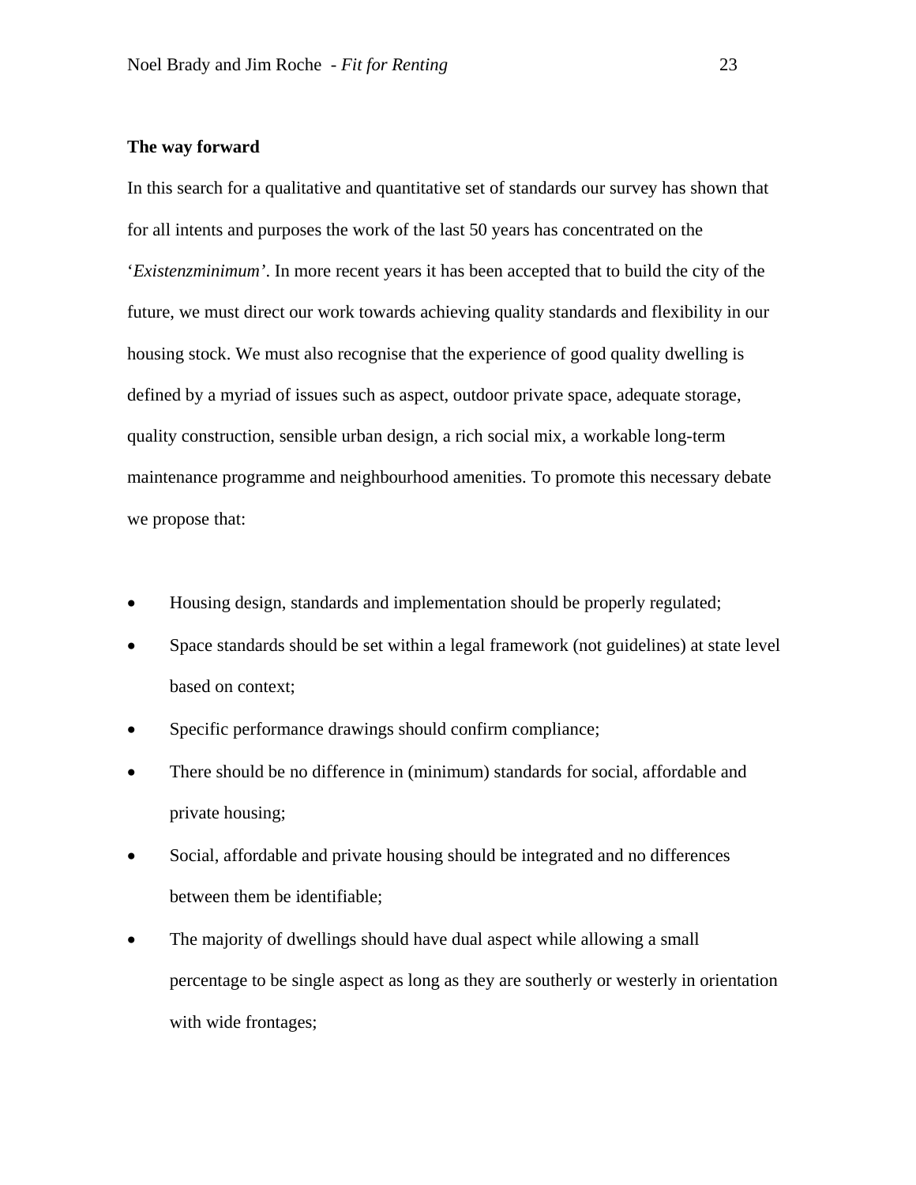**The way forward**

In this search for a qualitative and quantitative set of standards our survey has shown that for all intents and purposes the work of the last 50 years has concentrated on the '*Existenzminimum*'. In more recent years it has been accepted that to build the city of the future, we must direct our work towards achieving quality standards and flexibility in our housing stock. We must also recognise that the experience of good quality dwelling is defined by a myriad of issues such as aspect, outdoor private space, adequate storage, quality construction, sensible urban design, a rich social mix, a workable long-term maintenance programme and neighbourhood amenities. To promote this necessary debate we propose that:

- Housing design, standards and implementation should be properly regulated;
- Space standards should be set within a legal framework (not guidelines) at state level based on context;
- Specific performance drawings should confirm compliance;
- There should be no difference in (minimum) standards for social, affordable and private housing;
- Social, affordable and private housing should be integrated and no differences between them be identifiable;
- The majority of dwellings should have dual aspect while allowing a small percentage to be single aspect as long as they are southerly or westerly in orientation with wide frontages;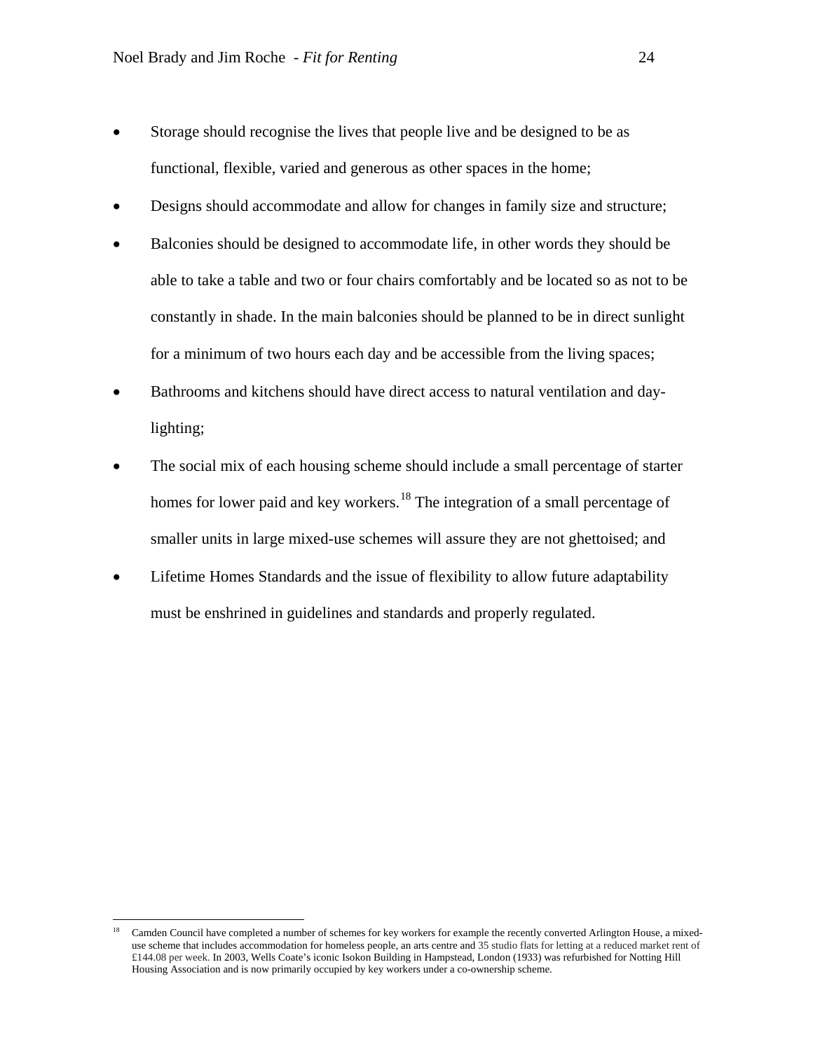- Storage should recognise the lives that people live and be designed to be as functional, flexible, varied and generous as other spaces in the home;
- Designs should accommodate and allow for changes in family size and structure;
- Balconies should be designed to accommodate life, in other words they should be able to take a table and two or four chairs comfortably and be located so as not to be constantly in shade. In the main balconies should be planned to be in direct sunlight for a minimum of two hours each day and be accessible from the living spaces;
- Bathrooms and kitchens should have direct access to natural ventilation and day-lighting;
- The social mix of each housing scheme should include a small percentage of starter homes for lower paid and key workers.[18] The integration of a small percentage of smaller units in large mixed-use schemes will assure they are not ghettoised; and
- Lifetime Homes Standards and the issue of flexibility to allow future adaptability must be enshrined in guidelines and standards and properly regulated.

---

[18] Camden Council have completed a number of schemes for key workers for example the recently converted Arlington House, a mixed-use scheme that includes accommodation for homeless people, an arts centre and 35 studio flats for letting at a reduced market rent of £144.08 per week. In 2003, Wells Coate's iconic Isokon Building in Hampstead, London (1933) was refurbished for Notting Hill Housing Association and is now primarily occupied by key workers under a co-ownership scheme.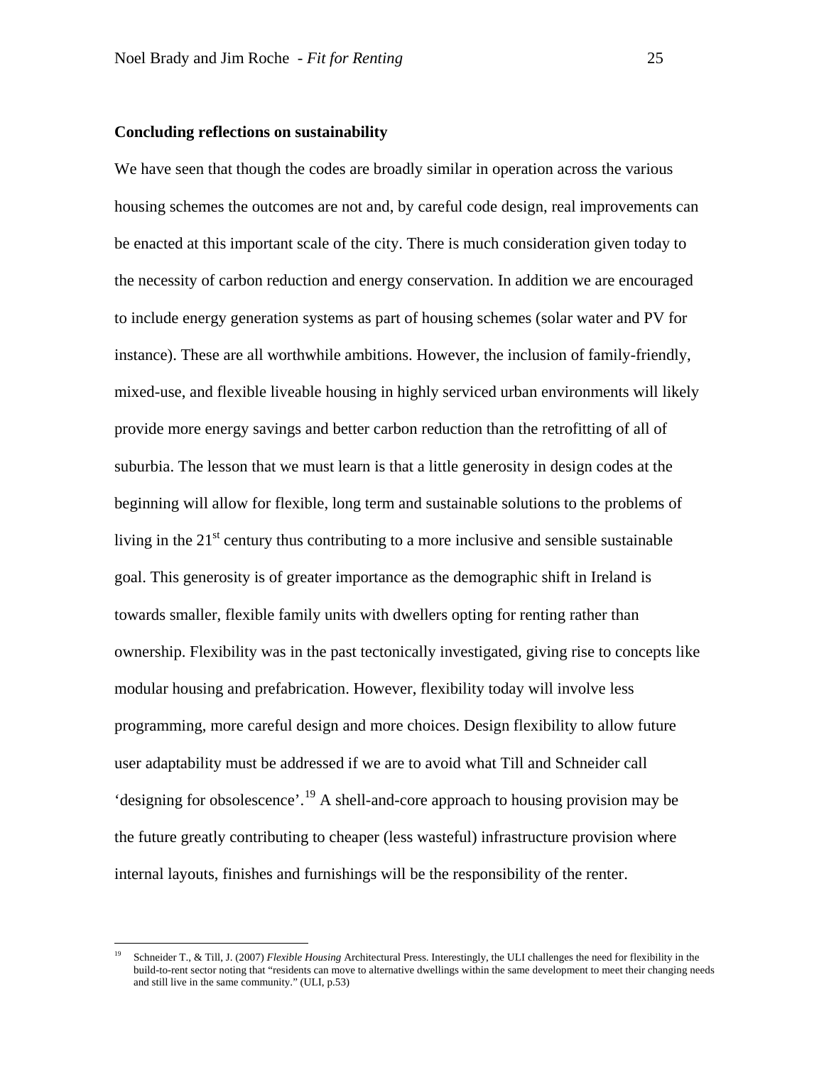### Concluding reflections on sustainability

We have seen that though the codes are broadly similar in operation across the various housing schemes the outcomes are not and, by careful code design, real improvements can be enacted at this important scale of the city. There is much consideration given today to the necessity of carbon reduction and energy conservation. In addition we are encouraged to include energy generation systems as part of housing schemes (solar water and PV for instance). These are all worthwhile ambitions. However, the inclusion of family-friendly, mixed-use, and flexible liveable housing in highly serviced urban environments will likely provide more energy savings and better carbon reduction than the retrofitting of all of suburbia. The lesson that we must learn is that a little generosity in design codes at the beginning will allow for flexible, long term and sustainable solutions to the problems of living in the 21st century thus contributing to a more inclusive and sensible sustainable goal. This generosity is of greater importance as the demographic shift in Ireland is towards smaller, flexible family units with dwellers opting for renting rather than ownership. Flexibility was in the past tectonically investigated, giving rise to concepts like modular housing and prefabrication. However, flexibility today will involve less programming, more careful design and more choices. Design flexibility to allow future user adaptability must be addressed if we are to avoid what Till and Schneider call 'designing for obsolescence'.[19] A shell-and-core approach to housing provision may be the future greatly contributing to cheaper (less wasteful) infrastructure provision where internal layouts, finishes and furnishings will be the responsibility of the renter.

---

[19] Schneider T., & Till, J. (2007) *Flexible Housing* Architectural Press. Interestingly, the ULI challenges the need for flexibility in the build-to-rent sector noting that "residents can move to alternative dwellings within the same development to meet their changing needs and still live in the same community." (ULI, p.53)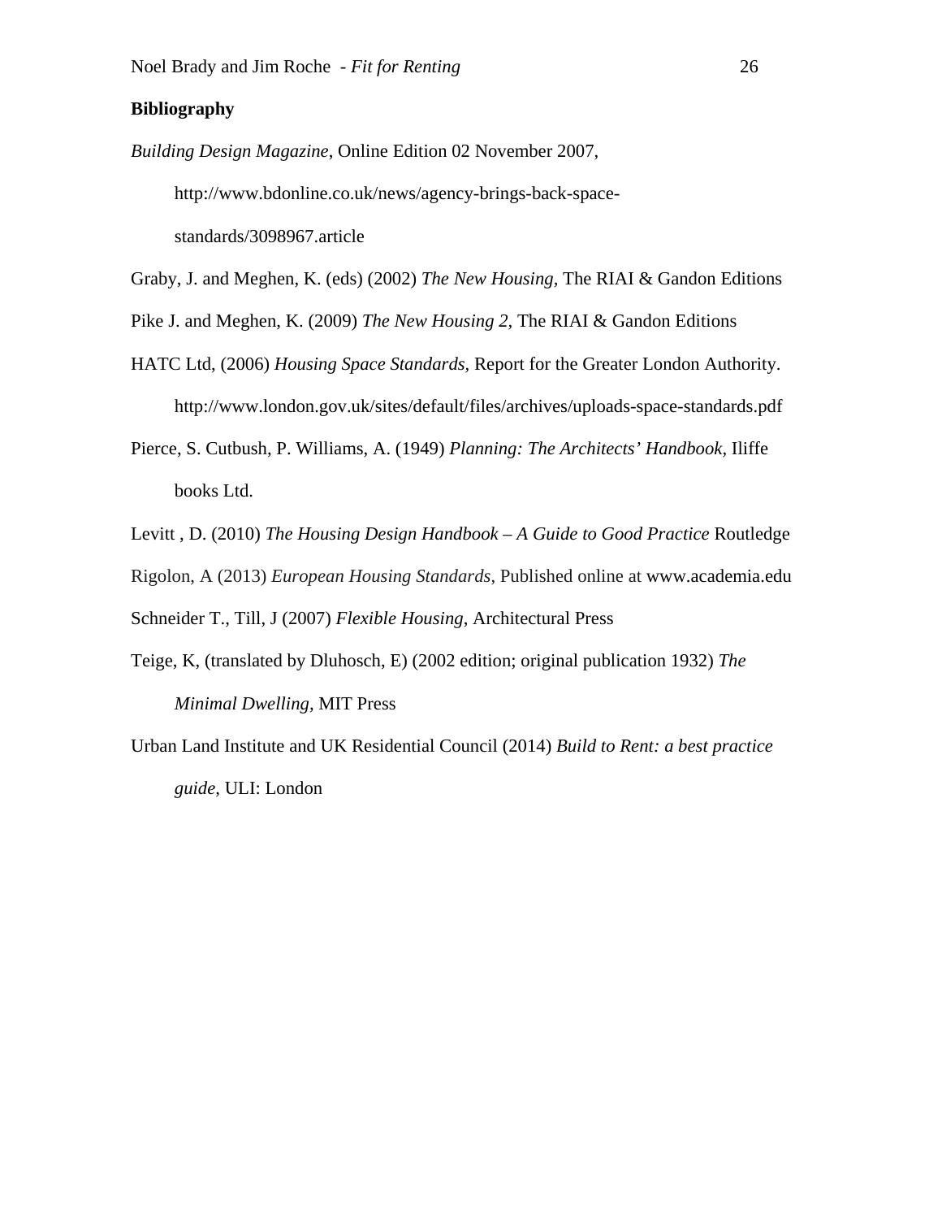**Bibliography**

*Building Design Magazine*, Online Edition 02 November 2007, http://www.bdonline.co.uk/news/agency-brings-back-space-standards/3098967.article

Graby, J. and Meghen, K. (eds) (2002) *The New Housing*, The RIAI & Gandon Editions

Pike J. and Meghen, K. (2009) *The New Housing 2*, The RIAI & Gandon Editions

HATC Ltd, (2006) *Housing Space Standards*, Report for the Greater London Authority. http://www.london.gov.uk/sites/default/files/archives/uploads-space-standards.pdf

Pierce, S. Cutbush, P. Williams, A. (1949) *Planning: The Architects' Handbook*, Iliffe books Ltd.

Levitt , D. (2010) *The Housing Design Handbook – A Guide to Good Practice* Routledge

Rigolon, A (2013) *European Housing Standards*, Published online at www.academia.edu

Schneider T., Till, J (2007) *Flexible Housing*, Architectural Press

Teige, K, (translated by Dluhosch, E) (2002 edition; original publication 1932) *The Minimal Dwelling*, MIT Press

Urban Land Institute and UK Residential Council (2014) *Build to Rent: a best practice guide*, ULI: London